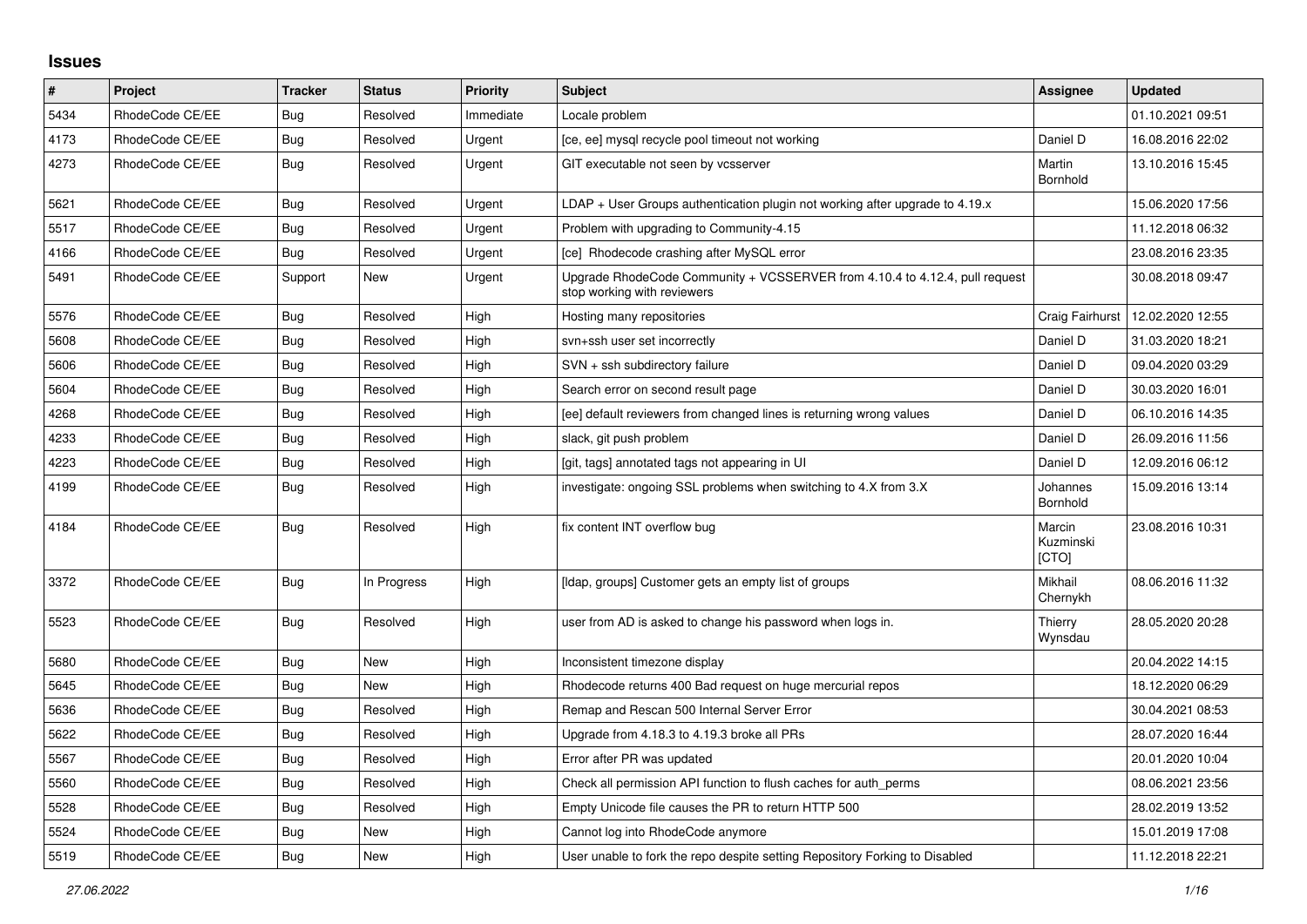## Issues

| # | Project | Tracker | Status | Priority | Subject | Assignee | Updated |
|---|---|---|---|---|---|---|---|
| 5434 | RhodeCode CE/EE | Bug | Resolved | Immediate | Locale problem | | 01.10.2021 09:51 |
| 4173 | RhodeCode CE/EE | Bug | Resolved | Urgent | [ce, ee] mysql recycle pool timeout not working | Daniel D | 16.08.2016 22:02 |
| 4273 | RhodeCode CE/EE | Bug | Resolved | Urgent | GIT executable not seen by vcsserver | Martin Bornhold | 13.10.2016 15:45 |
| 5621 | RhodeCode CE/EE | Bug | Resolved | Urgent | LDAP + User Groups authentication plugin not working after upgrade to 4.19.x | | 15.06.2020 17:56 |
| 5517 | RhodeCode CE/EE | Bug | Resolved | Urgent | Problem with upgrading to Community-4.15 | | 11.12.2018 06:32 |
| 4166 | RhodeCode CE/EE | Bug | Resolved | Urgent | [ce] Rhodecode crashing after MySQL error | | 23.08.2016 23:35 |
| 5491 | RhodeCode CE/EE | Support | New | Urgent | Upgrade RhodeCode Community + VCSSERVER from 4.10.4 to 4.12.4, pull request stop working with reviewers | | 30.08.2018 09:47 |
| 5576 | RhodeCode CE/EE | Bug | Resolved | High | Hosting many repositories | Craig Fairhurst | 12.02.2020 12:55 |
| 5608 | RhodeCode CE/EE | Bug | Resolved | High | svn+ssh user set incorrectly | Daniel D | 31.03.2020 18:21 |
| 5606 | RhodeCode CE/EE | Bug | Resolved | High | SVN + ssh subdirectory failure | Daniel D | 09.04.2020 03:29 |
| 5604 | RhodeCode CE/EE | Bug | Resolved | High | Search error on second result page | Daniel D | 30.03.2020 16:01 |
| 4268 | RhodeCode CE/EE | Bug | Resolved | High | [ee] default reviewers from changed lines is returning wrong values | Daniel D | 06.10.2016 14:35 |
| 4233 | RhodeCode CE/EE | Bug | Resolved | High | slack, git push problem | Daniel D | 26.09.2016 11:56 |
| 4223 | RhodeCode CE/EE | Bug | Resolved | High | [git, tags] annotated tags not appearing in UI | Daniel D | 12.09.2016 06:12 |
| 4199 | RhodeCode CE/EE | Bug | Resolved | High | investigate: ongoing SSL problems when switching to 4.X from 3.X | Johannes Bornhold | 15.09.2016 13:14 |
| 4184 | RhodeCode CE/EE | Bug | Resolved | High | fix content INT overflow bug | Marcin Kuzminski [CTO] | 23.08.2016 10:31 |
| 3372 | RhodeCode CE/EE | Bug | In Progress | High | [ldap, groups] Customer gets an empty list of groups | Mikhail Chernykh | 08.06.2016 11:32 |
| 5523 | RhodeCode CE/EE | Bug | Resolved | High | user from AD is asked to change his password when logs in. | Thierry Wynsdau | 28.05.2020 20:28 |
| 5680 | RhodeCode CE/EE | Bug | New | High | Inconsistent timezone display | | 20.04.2022 14:15 |
| 5645 | RhodeCode CE/EE | Bug | New | High | Rhodecode returns 400 Bad request on huge mercurial repos | | 18.12.2020 06:29 |
| 5636 | RhodeCode CE/EE | Bug | Resolved | High | Remap and Rescan 500 Internal Server Error | | 30.04.2021 08:53 |
| 5622 | RhodeCode CE/EE | Bug | Resolved | High | Upgrade from 4.18.3 to 4.19.3 broke all PRs | | 28.07.2020 16:44 |
| 5567 | RhodeCode CE/EE | Bug | Resolved | High | Error after PR was updated | | 20.01.2020 10:04 |
| 5560 | RhodeCode CE/EE | Bug | Resolved | High | Check all permission API function to flush caches for auth_perms | | 08.06.2021 23:56 |
| 5528 | RhodeCode CE/EE | Bug | Resolved | High | Empty Unicode file causes the PR to return HTTP 500 | | 28.02.2019 13:52 |
| 5524 | RhodeCode CE/EE | Bug | New | High | Cannot log into RhodeCode anymore | | 15.01.2019 17:08 |
| 5519 | RhodeCode CE/EE | Bug | New | High | User unable to fork the repo despite setting Repository Forking to Disabled | | 11.12.2018 22:21 |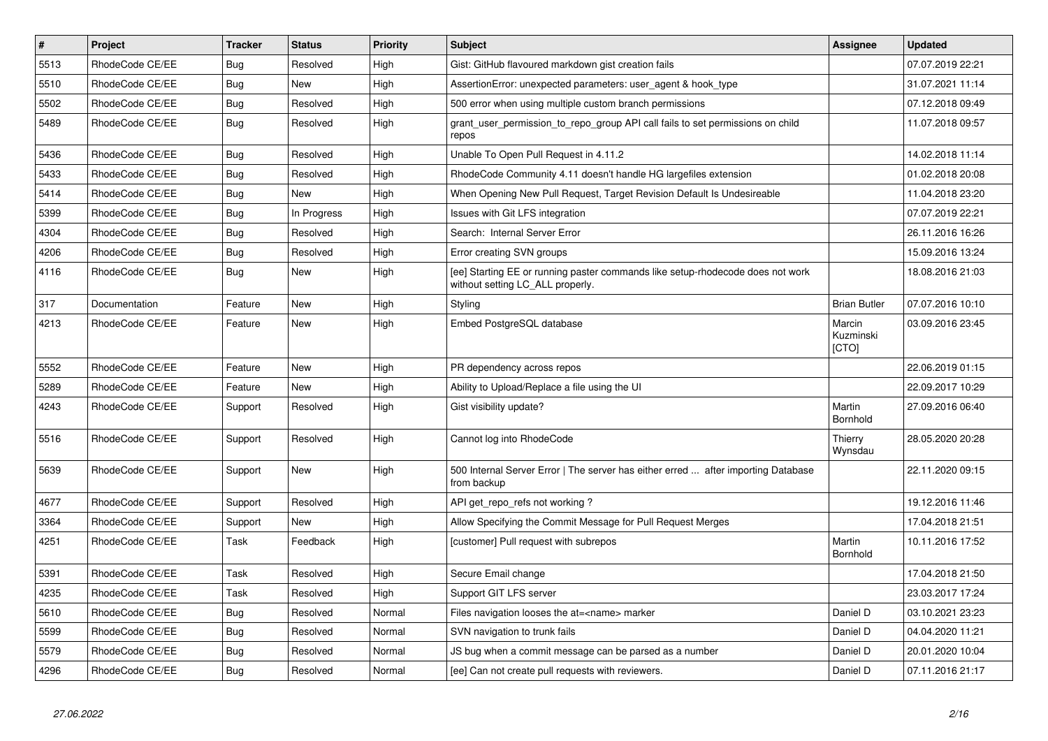| # | Project | Tracker | Status | Priority | Subject | Assignee | Updated |
|---|---|---|---|---|---|---|---|
| 5513 | RhodeCode CE/EE | Bug | Resolved | High | Gist: GitHub flavoured markdown gist creation fails | | 07.07.2019 22:21 |
| 5510 | RhodeCode CE/EE | Bug | New | High | AssertionError: unexpected parameters: user_agent & hook_type | | 31.07.2021 11:14 |
| 5502 | RhodeCode CE/EE | Bug | Resolved | High | 500 error when using multiple custom branch permissions | | 07.12.2018 09:49 |
| 5489 | RhodeCode CE/EE | Bug | Resolved | High | grant_user_permission_to_repo_group API call fails to set permissions on child repos | | 11.07.2018 09:57 |
| 5436 | RhodeCode CE/EE | Bug | Resolved | High | Unable To Open Pull Request in 4.11.2 | | 14.02.2018 11:14 |
| 5433 | RhodeCode CE/EE | Bug | Resolved | High | RhodeCode Community 4.11 doesn't handle HG largefiles extension | | 01.02.2018 20:08 |
| 5414 | RhodeCode CE/EE | Bug | New | High | When Opening New Pull Request, Target Revision Default Is Undesireable | | 11.04.2018 23:20 |
| 5399 | RhodeCode CE/EE | Bug | In Progress | High | Issues with Git LFS integration | | 07.07.2019 22:21 |
| 4304 | RhodeCode CE/EE | Bug | Resolved | High | Search: Internal Server Error | | 26.11.2016 16:26 |
| 4206 | RhodeCode CE/EE | Bug | Resolved | High | Error creating SVN groups | | 15.09.2016 13:24 |
| 4116 | RhodeCode CE/EE | Bug | New | High | [ee] Starting EE or running paster commands like setup-rhodecode does not work without setting LC_ALL properly. | | 18.08.2016 21:03 |
| 317 | Documentation | Feature | New | High | Styling | Brian Butler | 07.07.2016 10:10 |
| 4213 | RhodeCode CE/EE | Feature | New | High | Embed PostgreSQL database | Marcin Kuzminski [CTO] | 03.09.2016 23:45 |
| 5552 | RhodeCode CE/EE | Feature | New | High | PR dependency across repos | | 22.06.2019 01:15 |
| 5289 | RhodeCode CE/EE | Feature | New | High | Ability to Upload/Replace a file using the UI | | 22.09.2017 10:29 |
| 4243 | RhodeCode CE/EE | Support | Resolved | High | Gist visibility update? | Martin Bornhold | 27.09.2016 06:40 |
| 5516 | RhodeCode CE/EE | Support | Resolved | High | Cannot log into RhodeCode | Thierry Wynsdau | 28.05.2020 20:28 |
| 5639 | RhodeCode CE/EE | Support | New | High | 500 Internal Server Error \| The server has either erred ... after importing Database from backup | | 22.11.2020 09:15 |
| 4677 | RhodeCode CE/EE | Support | Resolved | High | API get_repo_refs not working ? | | 19.12.2016 11:46 |
| 3364 | RhodeCode CE/EE | Support | New | High | Allow Specifying the Commit Message for Pull Request Merges | | 17.04.2018 21:51 |
| 4251 | RhodeCode CE/EE | Task | Feedback | High | [customer] Pull request with subrepos | Martin Bornhold | 10.11.2016 17:52 |
| 5391 | RhodeCode CE/EE | Task | Resolved | High | Secure Email change | | 17.04.2018 21:50 |
| 4235 | RhodeCode CE/EE | Task | Resolved | High | Support GIT LFS server | | 23.03.2017 17:24 |
| 5610 | RhodeCode CE/EE | Bug | Resolved | Normal | Files navigation looses the at=<name> marker | Daniel D | 03.10.2021 23:23 |
| 5599 | RhodeCode CE/EE | Bug | Resolved | Normal | SVN navigation to trunk fails | Daniel D | 04.04.2020 11:21 |
| 5579 | RhodeCode CE/EE | Bug | Resolved | Normal | JS bug when a commit message can be parsed as a number | Daniel D | 20.01.2020 10:04 |
| 4296 | RhodeCode CE/EE | Bug | Resolved | Normal | [ee] Can not create pull requests with reviewers. | Daniel D | 07.11.2016 21:17 |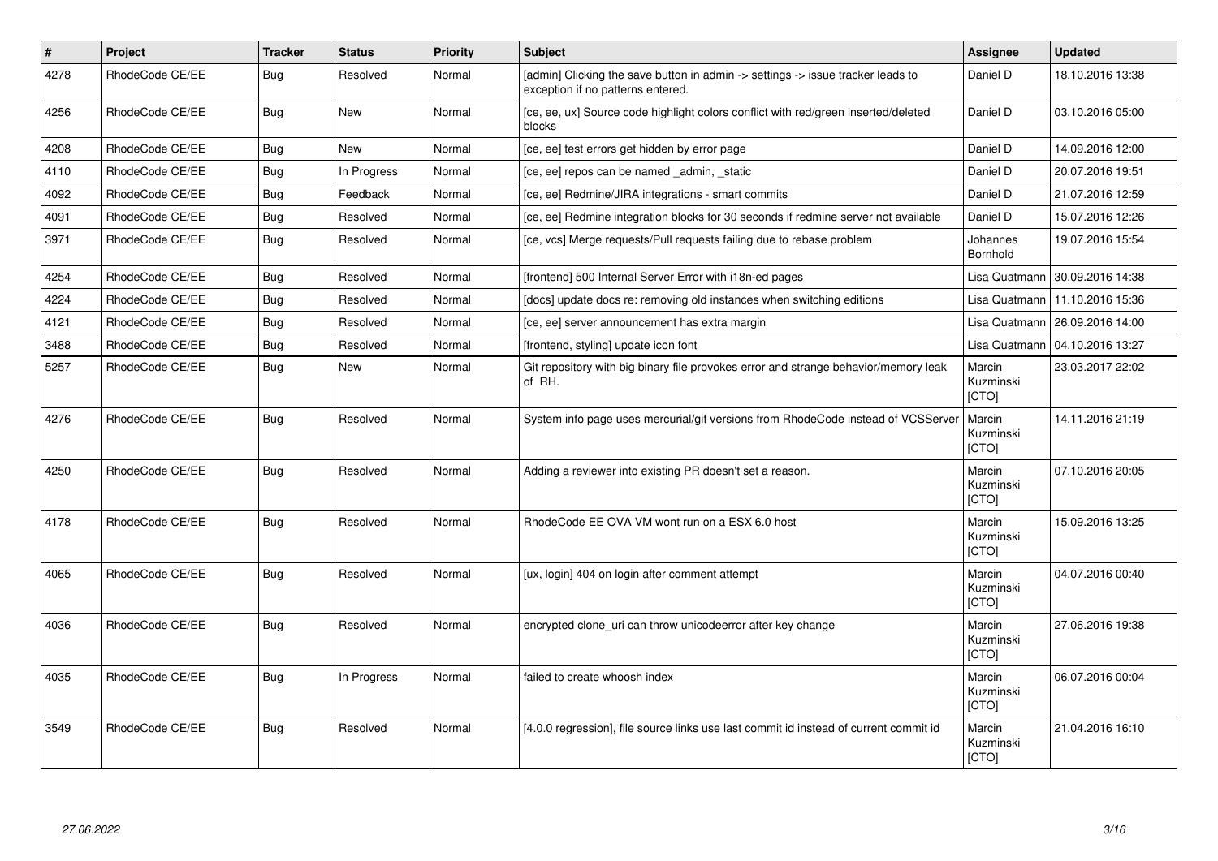| # | Project | Tracker | Status | Priority | Subject | Assignee | Updated |
|---|---|---|---|---|---|---|---|
| 4278 | RhodeCode CE/EE | Bug | Resolved | Normal | [admin] Clicking the save button in admin -> settings -> issue tracker leads to exception if no patterns entered. | Daniel D | 18.10.2016 13:38 |
| 4256 | RhodeCode CE/EE | Bug | New | Normal | [ce, ee, ux] Source code highlight colors conflict with red/green inserted/deleted blocks | Daniel D | 03.10.2016 05:00 |
| 4208 | RhodeCode CE/EE | Bug | New | Normal | [ce, ee] test errors get hidden by error page | Daniel D | 14.09.2016 12:00 |
| 4110 | RhodeCode CE/EE | Bug | In Progress | Normal | [ce, ee] repos can be named _admin, _static | Daniel D | 20.07.2016 19:51 |
| 4092 | RhodeCode CE/EE | Bug | Feedback | Normal | [ce, ee] Redmine/JIRA integrations - smart commits | Daniel D | 21.07.2016 12:59 |
| 4091 | RhodeCode CE/EE | Bug | Resolved | Normal | [ce, ee] Redmine integration blocks for 30 seconds if redmine server not available | Daniel D | 15.07.2016 12:26 |
| 3971 | RhodeCode CE/EE | Bug | Resolved | Normal | [ce, vcs] Merge requests/Pull requests failing due to rebase problem | Johannes Bornhold | 19.07.2016 15:54 |
| 4254 | RhodeCode CE/EE | Bug | Resolved | Normal | [frontend] 500 Internal Server Error with i18n-ed pages | Lisa Quatmann | 30.09.2016 14:38 |
| 4224 | RhodeCode CE/EE | Bug | Resolved | Normal | [docs] update docs re: removing old instances when switching editions | Lisa Quatmann | 11.10.2016 15:36 |
| 4121 | RhodeCode CE/EE | Bug | Resolved | Normal | [ce, ee] server announcement has extra margin | Lisa Quatmann | 26.09.2016 14:00 |
| 3488 | RhodeCode CE/EE | Bug | Resolved | Normal | [frontend, styling] update icon font | Lisa Quatmann | 04.10.2016 13:27 |
| 5257 | RhodeCode CE/EE | Bug | New | Normal | Git repository with big binary file provokes error and strange behavior/memory leak of RH. | Marcin Kuzminski [CTO] | 23.03.2017 22:02 |
| 4276 | RhodeCode CE/EE | Bug | Resolved | Normal | System info page uses mercurial/git versions from RhodeCode instead of VCSServer | Marcin Kuzminski [CTO] | 14.11.2016 21:19 |
| 4250 | RhodeCode CE/EE | Bug | Resolved | Normal | Adding a reviewer into existing PR doesn't set a reason. | Marcin Kuzminski [CTO] | 07.10.2016 20:05 |
| 4178 | RhodeCode CE/EE | Bug | Resolved | Normal | RhodeCode EE OVA VM wont run on a ESX 6.0 host | Marcin Kuzminski [CTO] | 15.09.2016 13:25 |
| 4065 | RhodeCode CE/EE | Bug | Resolved | Normal | [ux, login] 404 on login after comment attempt | Marcin Kuzminski [CTO] | 04.07.2016 00:40 |
| 4036 | RhodeCode CE/EE | Bug | Resolved | Normal | encrypted clone_uri can throw unicodeerror after key change | Marcin Kuzminski [CTO] | 27.06.2016 19:38 |
| 4035 | RhodeCode CE/EE | Bug | In Progress | Normal | failed to create whoosh index | Marcin Kuzminski [CTO] | 06.07.2016 00:04 |
| 3549 | RhodeCode CE/EE | Bug | Resolved | Normal | [4.0.0 regression], file source links use last commit id instead of current commit id | Marcin Kuzminski [CTO] | 21.04.2016 16:10 |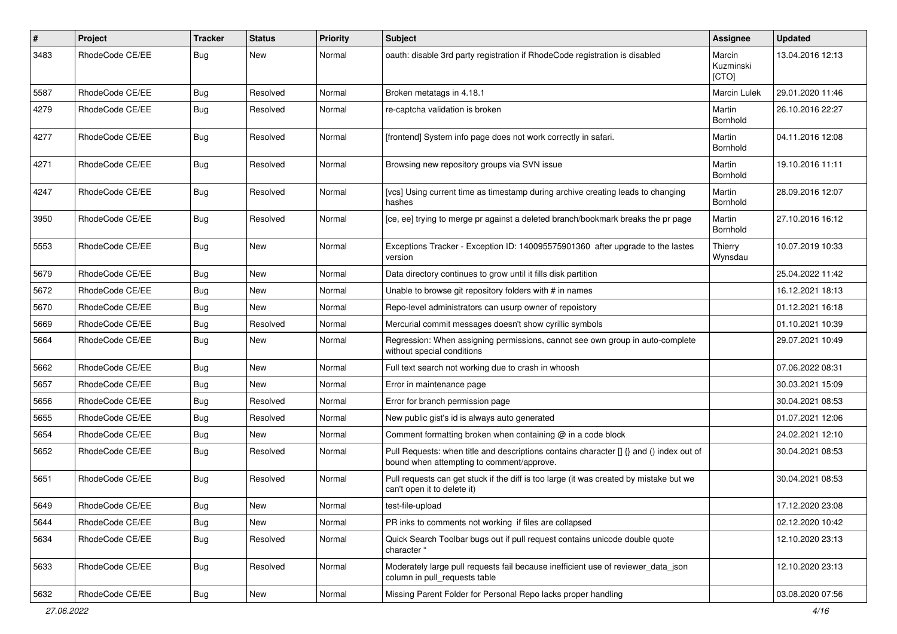| # | Project | Tracker | Status | Priority | Subject | Assignee | Updated |
|---|---|---|---|---|---|---|---|
| 3483 | RhodeCode CE/EE | Bug | New | Normal | oauth: disable 3rd party registration if RhodeCode registration is disabled | Marcin Kuzminski [CTO] | 13.04.2016 12:13 |
| 5587 | RhodeCode CE/EE | Bug | Resolved | Normal | Broken metatags in 4.18.1 | Marcin Lulek | 29.01.2020 11:46 |
| 4279 | RhodeCode CE/EE | Bug | Resolved | Normal | re-captcha validation is broken | Martin Bornhold | 26.10.2016 22:27 |
| 4277 | RhodeCode CE/EE | Bug | Resolved | Normal | [frontend] System info page does not work correctly in safari. | Martin Bornhold | 04.11.2016 12:08 |
| 4271 | RhodeCode CE/EE | Bug | Resolved | Normal | Browsing new repository groups via SVN issue | Martin Bornhold | 19.10.2016 11:11 |
| 4247 | RhodeCode CE/EE | Bug | Resolved | Normal | [vcs] Using current time as timestamp during archive creating leads to changing hashes | Martin Bornhold | 28.09.2016 12:07 |
| 3950 | RhodeCode CE/EE | Bug | Resolved | Normal | [ce, ee] trying to merge pr against a deleted branch/bookmark breaks the pr page | Martin Bornhold | 27.10.2016 16:12 |
| 5553 | RhodeCode CE/EE | Bug | New | Normal | Exceptions Tracker - Exception ID: 140095575901360 after upgrade to the lastes version | Thierry Wynsdau | 10.07.2019 10:33 |
| 5679 | RhodeCode CE/EE | Bug | New | Normal | Data directory continues to grow until it fills disk partition | | 25.04.2022 11:42 |
| 5672 | RhodeCode CE/EE | Bug | New | Normal | Unable to browse git repository folders with # in names | | 16.12.2021 18:13 |
| 5670 | RhodeCode CE/EE | Bug | New | Normal | Repo-level administrators can usurp owner of repoistory | | 01.12.2021 16:18 |
| 5669 | RhodeCode CE/EE | Bug | Resolved | Normal | Mercurial commit messages doesn't show cyrillic symbols | | 01.10.2021 10:39 |
| 5664 | RhodeCode CE/EE | Bug | New | Normal | Regression: When assigning permissions, cannot see own group in auto-complete without special conditions | | 29.07.2021 10:49 |
| 5662 | RhodeCode CE/EE | Bug | New | Normal | Full text search not working due to crash in whoosh | | 07.06.2022 08:31 |
| 5657 | RhodeCode CE/EE | Bug | New | Normal | Error in maintenance page | | 30.03.2021 15:09 |
| 5656 | RhodeCode CE/EE | Bug | Resolved | Normal | Error for branch permission page | | 30.04.2021 08:53 |
| 5655 | RhodeCode CE/EE | Bug | Resolved | Normal | New public gist's id is always auto generated | | 01.07.2021 12:06 |
| 5654 | RhodeCode CE/EE | Bug | New | Normal | Comment formatting broken when containing @ in a code block | | 24.02.2021 12:10 |
| 5652 | RhodeCode CE/EE | Bug | Resolved | Normal | Pull Requests: when title and descriptions contains character [] {} and () index out of bound when attempting to comment/approve. | | 30.04.2021 08:53 |
| 5651 | RhodeCode CE/EE | Bug | Resolved | Normal | Pull requests can get stuck if the diff is too large (it was created by mistake but we can't open it to delete it) | | 30.04.2021 08:53 |
| 5649 | RhodeCode CE/EE | Bug | New | Normal | test-file-upload | | 17.12.2020 23:08 |
| 5644 | RhodeCode CE/EE | Bug | New | Normal | PR inks to comments not working if files are collapsed | | 02.12.2020 10:42 |
| 5634 | RhodeCode CE/EE | Bug | Resolved | Normal | Quick Search Toolbar bugs out if pull request contains unicode double quote character " | | 12.10.2020 23:13 |
| 5633 | RhodeCode CE/EE | Bug | Resolved | Normal | Moderately large pull requests fail because inefficient use of reviewer_data_json column in pull_requests table | | 12.10.2020 23:13 |
| 5632 | RhodeCode CE/EE | Bug | New | Normal | Missing Parent Folder for Personal Repo lacks proper handling | | 03.08.2020 07:56 |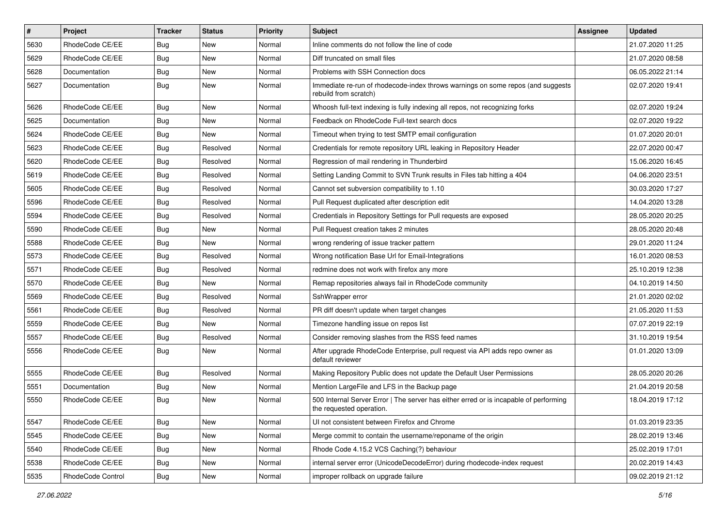| # | Project | Tracker | Status | Priority | Subject | Assignee | Updated |
|---|---|---|---|---|---|---|---|
| 5630 | RhodeCode CE/EE | Bug | New | Normal | Inline comments do not follow the line of code | | 21.07.2020 11:25 |
| 5629 | RhodeCode CE/EE | Bug | New | Normal | Diff truncated on small files | | 21.07.2020 08:58 |
| 5628 | Documentation | Bug | New | Normal | Problems with SSH Connection docs | | 06.05.2022 21:14 |
| 5627 | Documentation | Bug | New | Normal | Immediate re-run of rhodecode-index throws warnings on some repos (and suggests rebuild from scratch) | | 02.07.2020 19:41 |
| 5626 | RhodeCode CE/EE | Bug | New | Normal | Whoosh full-text indexing is fully indexing all repos, not recognizing forks | | 02.07.2020 19:24 |
| 5625 | Documentation | Bug | New | Normal | Feedback on RhodeCode Full-text search docs | | 02.07.2020 19:22 |
| 5624 | RhodeCode CE/EE | Bug | New | Normal | Timeout when trying to test SMTP email configuration | | 01.07.2020 20:01 |
| 5623 | RhodeCode CE/EE | Bug | Resolved | Normal | Credentials for remote repository URL leaking in Repository Header | | 22.07.2020 00:47 |
| 5620 | RhodeCode CE/EE | Bug | Resolved | Normal | Regression of mail rendering in Thunderbird | | 15.06.2020 16:45 |
| 5619 | RhodeCode CE/EE | Bug | Resolved | Normal | Setting Landing Commit to SVN Trunk results in Files tab hitting a 404 | | 04.06.2020 23:51 |
| 5605 | RhodeCode CE/EE | Bug | Resolved | Normal | Cannot set subversion compatibility to 1.10 | | 30.03.2020 17:27 |
| 5596 | RhodeCode CE/EE | Bug | Resolved | Normal | Pull Request duplicated after description edit | | 14.04.2020 13:28 |
| 5594 | RhodeCode CE/EE | Bug | Resolved | Normal | Credentials in Repository Settings for Pull requests are exposed | | 28.05.2020 20:25 |
| 5590 | RhodeCode CE/EE | Bug | New | Normal | Pull Request creation takes 2 minutes | | 28.05.2020 20:48 |
| 5588 | RhodeCode CE/EE | Bug | New | Normal | wrong rendering of issue tracker pattern | | 29.01.2020 11:24 |
| 5573 | RhodeCode CE/EE | Bug | Resolved | Normal | Wrong notification Base Url for Email-Integrations | | 16.01.2020 08:53 |
| 5571 | RhodeCode CE/EE | Bug | Resolved | Normal | redmine does not work with firefox any more | | 25.10.2019 12:38 |
| 5570 | RhodeCode CE/EE | Bug | New | Normal | Remap repositories always fail in RhodeCode community | | 04.10.2019 14:50 |
| 5569 | RhodeCode CE/EE | Bug | Resolved | Normal | SshWrapper error | | 21.01.2020 02:02 |
| 5561 | RhodeCode CE/EE | Bug | Resolved | Normal | PR diff doesn't update when target changes | | 21.05.2020 11:53 |
| 5559 | RhodeCode CE/EE | Bug | New | Normal | Timezone handling issue on repos list | | 07.07.2019 22:19 |
| 5557 | RhodeCode CE/EE | Bug | Resolved | Normal | Consider removing slashes from the RSS feed names | | 31.10.2019 19:54 |
| 5556 | RhodeCode CE/EE | Bug | New | Normal | After upgrade RhodeCode Enterprise, pull request via API adds repo owner as default reviewer | | 01.01.2020 13:09 |
| 5555 | RhodeCode CE/EE | Bug | Resolved | Normal | Making Repository Public does not update the Default User Permissions | | 28.05.2020 20:26 |
| 5551 | Documentation | Bug | New | Normal | Mention LargeFile and LFS in the Backup page | | 21.04.2019 20:58 |
| 5550 | RhodeCode CE/EE | Bug | New | Normal | 500 Internal Server Error \| The server has either erred or is incapable of performing the requested operation. | | 18.04.2019 17:12 |
| 5547 | RhodeCode CE/EE | Bug | New | Normal | UI not consistent between Firefox and Chrome | | 01.03.2019 23:35 |
| 5545 | RhodeCode CE/EE | Bug | New | Normal | Merge commit to contain the username/reponame of the origin | | 28.02.2019 13:46 |
| 5540 | RhodeCode CE/EE | Bug | New | Normal | Rhode Code 4.15.2 VCS Caching(?) behaviour | | 25.02.2019 17:01 |
| 5538 | RhodeCode CE/EE | Bug | New | Normal | internal server error (UnicodeDecodeError) during rhodecode-index request | | 20.02.2019 14:43 |
| 5535 | RhodeCode Control | Bug | New | Normal | improper rollback on upgrade failure | | 09.02.2019 21:12 |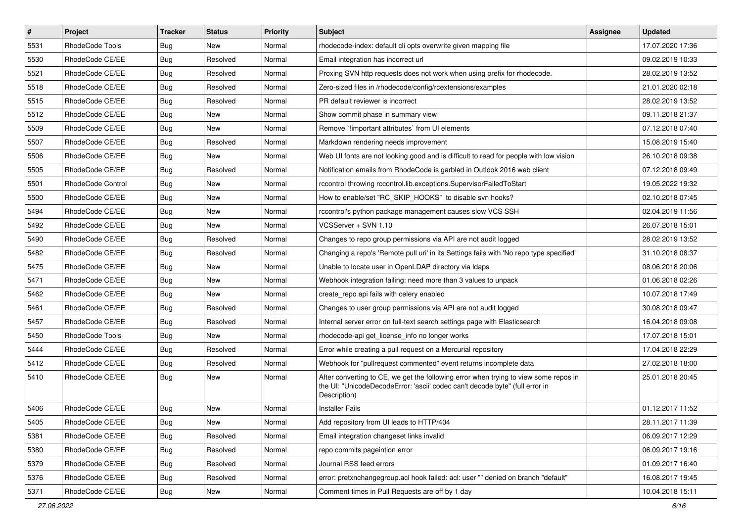| # | Project | Tracker | Status | Priority | Subject | Assignee | Updated |
|---|---|---|---|---|---|---|---|
| 5531 | RhodeCode Tools | Bug | New | Normal | rhodecode-index: default cli opts overwrite given mapping file | | 17.07.2020 17:36 |
| 5530 | RhodeCode CE/EE | Bug | Resolved | Normal | Email integration has incorrect url | | 09.02.2019 10:33 |
| 5521 | RhodeCode CE/EE | Bug | Resolved | Normal | Proxing SVN http requests does not work when using prefix for rhodecode. | | 28.02.2019 13:52 |
| 5518 | RhodeCode CE/EE | Bug | Resolved | Normal | Zero-sized files in /rhodecode/config/rcextensions/examples | | 21.01.2020 02:18 |
| 5515 | RhodeCode CE/EE | Bug | Resolved | Normal | PR default reviewer is incorrect | | 28.02.2019 13:52 |
| 5512 | RhodeCode CE/EE | Bug | New | Normal | Show commit phase in summary view | | 09.11.2018 21:37 |
| 5509 | RhodeCode CE/EE | Bug | New | Normal | Remove `!important attributes` from UI elements | | 07.12.2018 07:40 |
| 5507 | RhodeCode CE/EE | Bug | Resolved | Normal | Markdown rendering needs improvement | | 15.08.2019 15:40 |
| 5506 | RhodeCode CE/EE | Bug | New | Normal | Web UI fonts are not looking good and is difficult to read for people with low vision | | 26.10.2018 09:38 |
| 5505 | RhodeCode CE/EE | Bug | Resolved | Normal | Notification emails from RhodeCode is garbled in Outlook 2016 web client | | 07.12.2018 09:49 |
| 5501 | RhodeCode Control | Bug | New | Normal | rccontrol throwing rccontrol.lib.exceptions.SupervisorFailedToStart | | 19.05.2022 19:32 |
| 5500 | RhodeCode CE/EE | Bug | New | Normal | How to enable/set "RC_SKIP_HOOKS" to disable svn hooks? | | 02.10.2018 07:45 |
| 5494 | RhodeCode CE/EE | Bug | New | Normal | rccontrol's python package management causes slow VCS SSH | | 02.04.2019 11:56 |
| 5492 | RhodeCode CE/EE | Bug | New | Normal | VCSServer + SVN 1.10 | | 26.07.2018 15:01 |
| 5490 | RhodeCode CE/EE | Bug | Resolved | Normal | Changes to repo group permissions via API are not audit logged | | 28.02.2019 13:52 |
| 5482 | RhodeCode CE/EE | Bug | Resolved | Normal | Changing a repo's 'Remote pull uri' in its Settings fails with 'No repo type specified' | | 31.10.2018 08:37 |
| 5475 | RhodeCode CE/EE | Bug | New | Normal | Unable to locate user in OpenLDAP directory via ldaps | | 08.06.2018 20:06 |
| 5471 | RhodeCode CE/EE | Bug | New | Normal | Webhook integration failing: need more than 3 values to unpack | | 01.06.2018 02:26 |
| 5462 | RhodeCode CE/EE | Bug | New | Normal | create_repo api fails with celery enabled | | 10.07.2018 17:49 |
| 5461 | RhodeCode CE/EE | Bug | Resolved | Normal | Changes to user group permissions via API are not audit logged | | 30.08.2018 09:47 |
| 5457 | RhodeCode CE/EE | Bug | Resolved | Normal | Internal server error on full-text search settings page with Elasticsearch | | 16.04.2018 09:08 |
| 5450 | RhodeCode Tools | Bug | New | Normal | rhodecode-api get_license_info no longer works | | 17.07.2018 15:01 |
| 5444 | RhodeCode CE/EE | Bug | Resolved | Normal | Error while creating a pull request on a Mercurial repository | | 17.04.2018 22:29 |
| 5412 | RhodeCode CE/EE | Bug | Resolved | Normal | Webhook for "pullrequest commented" event returns incomplete data | | 27.02.2018 18:00 |
| 5410 | RhodeCode CE/EE | Bug | New | Normal | After converting to CE, we get the following error when trying to view some repos in the UI: "UnicodeDecodeError: 'ascii' codec can't decode byte" (full error in Description) | | 25.01.2018 20:45 |
| 5406 | RhodeCode CE/EE | Bug | New | Normal | Installer Fails | | 01.12.2017 11:52 |
| 5405 | RhodeCode CE/EE | Bug | New | Normal | Add repository from UI leads to HTTP/404 | | 28.11.2017 11:39 |
| 5381 | RhodeCode CE/EE | Bug | Resolved | Normal | Email integration changeset links invalid | | 06.09.2017 12:29 |
| 5380 | RhodeCode CE/EE | Bug | Resolved | Normal | repo commits pageintion error | | 06.09.2017 19:16 |
| 5379 | RhodeCode CE/EE | Bug | Resolved | Normal | Journal RSS feed errors | | 01.09.2017 16:40 |
| 5376 | RhodeCode CE/EE | Bug | Resolved | Normal | error: pretxnchangegroup.acl hook failed: acl: user "" denied on branch "default" | | 16.08.2017 19:45 |
| 5371 | RhodeCode CE/EE | Bug | New | Normal | Comment times in Pull Requests are off by 1 day | | 10.04.2018 15:11 |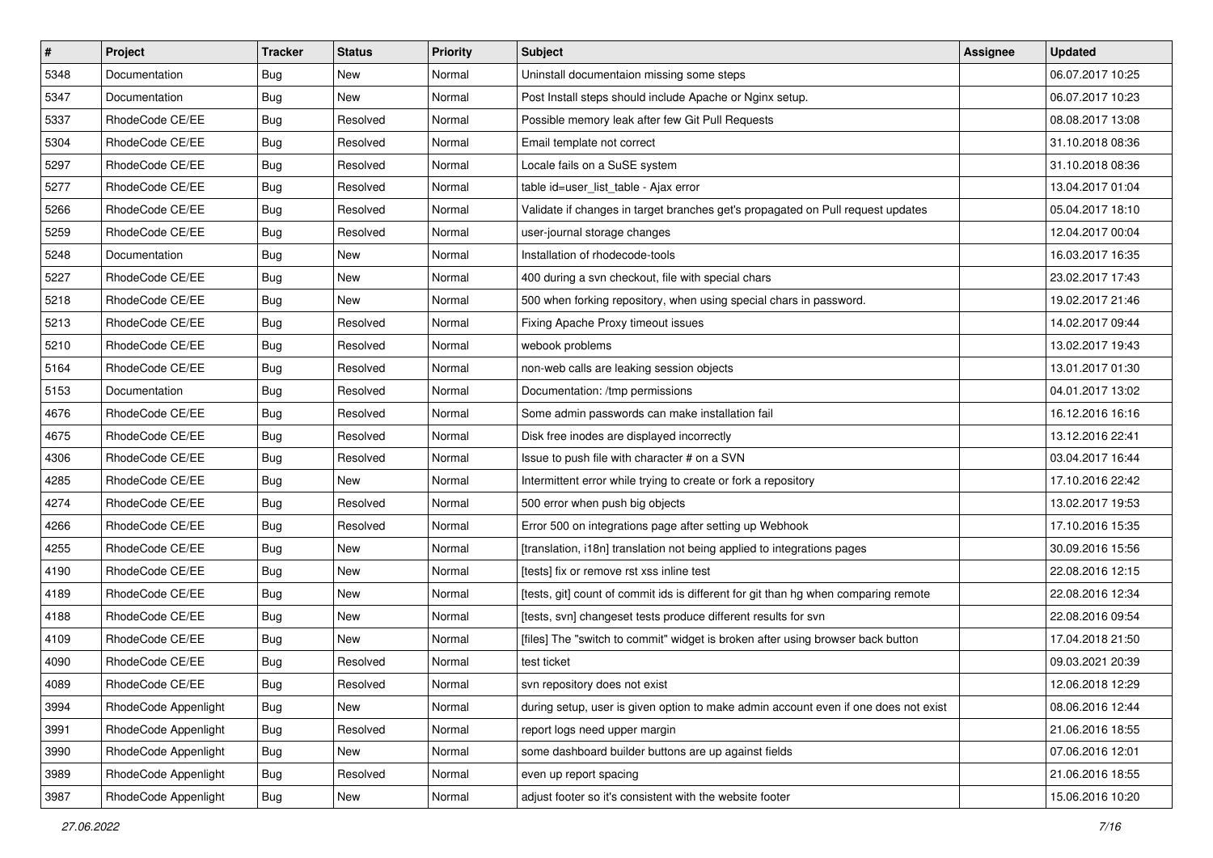| # | Project | Tracker | Status | Priority | Subject | Assignee | Updated |
|---|---|---|---|---|---|---|---|
| 5348 | Documentation | Bug | New | Normal | Uninstall documentaion missing some steps | | 06.07.2017 10:25 |
| 5347 | Documentation | Bug | New | Normal | Post Install steps should include Apache or Nginx setup. | | 06.07.2017 10:23 |
| 5337 | RhodeCode CE/EE | Bug | Resolved | Normal | Possible memory leak after few Git Pull Requests | | 08.08.2017 13:08 |
| 5304 | RhodeCode CE/EE | Bug | Resolved | Normal | Email template not correct | | 31.10.2018 08:36 |
| 5297 | RhodeCode CE/EE | Bug | Resolved | Normal | Locale fails on a SuSE system | | 31.10.2018 08:36 |
| 5277 | RhodeCode CE/EE | Bug | Resolved | Normal | table id=user_list_table - Ajax error | | 13.04.2017 01:04 |
| 5266 | RhodeCode CE/EE | Bug | Resolved | Normal | Validate if changes in target branches get's propagated on Pull request updates | | 05.04.2017 18:10 |
| 5259 | RhodeCode CE/EE | Bug | Resolved | Normal | user-journal storage changes | | 12.04.2017 00:04 |
| 5248 | Documentation | Bug | New | Normal | Installation of rhodecode-tools | | 16.03.2017 16:35 |
| 5227 | RhodeCode CE/EE | Bug | New | Normal | 400 during a svn checkout, file with special chars | | 23.02.2017 17:43 |
| 5218 | RhodeCode CE/EE | Bug | New | Normal | 500 when forking repository, when using special chars in password. | | 19.02.2017 21:46 |
| 5213 | RhodeCode CE/EE | Bug | Resolved | Normal | Fixing Apache Proxy timeout issues | | 14.02.2017 09:44 |
| 5210 | RhodeCode CE/EE | Bug | Resolved | Normal | webook problems | | 13.02.2017 19:43 |
| 5164 | RhodeCode CE/EE | Bug | Resolved | Normal | non-web calls are leaking session objects | | 13.01.2017 01:30 |
| 5153 | Documentation | Bug | Resolved | Normal | Documentation: /tmp permissions | | 04.01.2017 13:02 |
| 4676 | RhodeCode CE/EE | Bug | Resolved | Normal | Some admin passwords can make installation fail | | 16.12.2016 16:16 |
| 4675 | RhodeCode CE/EE | Bug | Resolved | Normal | Disk free inodes are displayed incorrectly | | 13.12.2016 22:41 |
| 4306 | RhodeCode CE/EE | Bug | Resolved | Normal | Issue to push file with character # on a SVN | | 03.04.2017 16:44 |
| 4285 | RhodeCode CE/EE | Bug | New | Normal | Intermittent error while trying to create or fork a repository | | 17.10.2016 22:42 |
| 4274 | RhodeCode CE/EE | Bug | Resolved | Normal | 500 error when push big objects | | 13.02.2017 19:53 |
| 4266 | RhodeCode CE/EE | Bug | Resolved | Normal | Error 500 on integrations page after setting up Webhook | | 17.10.2016 15:35 |
| 4255 | RhodeCode CE/EE | Bug | New | Normal | [translation, i18n] translation not being applied to integrations pages | | 30.09.2016 15:56 |
| 4190 | RhodeCode CE/EE | Bug | New | Normal | [tests] fix or remove rst xss inline test | | 22.08.2016 12:15 |
| 4189 | RhodeCode CE/EE | Bug | New | Normal | [tests, git] count of commit ids is different for git than hg when comparing remote | | 22.08.2016 12:34 |
| 4188 | RhodeCode CE/EE | Bug | New | Normal | [tests, svn] changeset tests produce different results for svn | | 22.08.2016 09:54 |
| 4109 | RhodeCode CE/EE | Bug | New | Normal | [files] The "switch to commit" widget is broken after using browser back button | | 17.04.2018 21:50 |
| 4090 | RhodeCode CE/EE | Bug | Resolved | Normal | test ticket | | 09.03.2021 20:39 |
| 4089 | RhodeCode CE/EE | Bug | Resolved | Normal | svn repository does not exist | | 12.06.2018 12:29 |
| 3994 | RhodeCode Appenlight | Bug | New | Normal | during setup, user is given option to make admin account even if one does not exist | | 08.06.2016 12:44 |
| 3991 | RhodeCode Appenlight | Bug | Resolved | Normal | report logs need upper margin | | 21.06.2016 18:55 |
| 3990 | RhodeCode Appenlight | Bug | New | Normal | some dashboard builder buttons are up against fields | | 07.06.2016 12:01 |
| 3989 | RhodeCode Appenlight | Bug | Resolved | Normal | even up report spacing | | 21.06.2016 18:55 |
| 3987 | RhodeCode Appenlight | Bug | New | Normal | adjust footer so it's consistent with the website footer | | 15.06.2016 10:20 |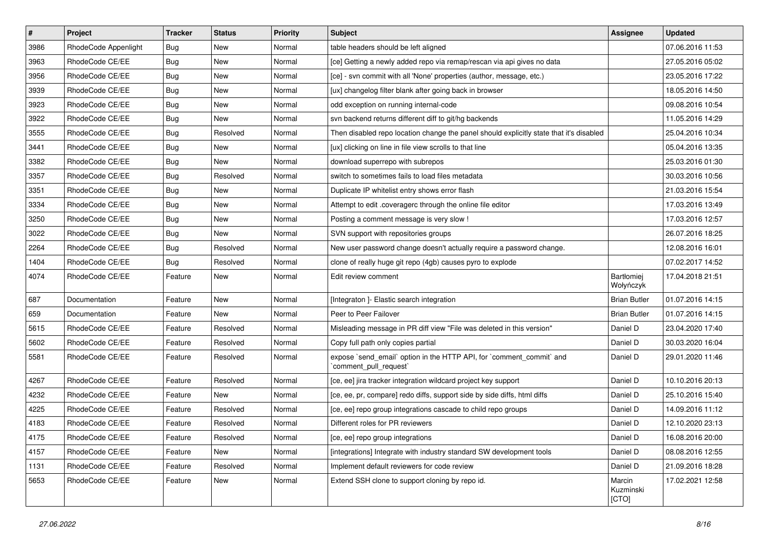| # | Project | Tracker | Status | Priority | Subject | Assignee | Updated |
|---|---|---|---|---|---|---|---|
| 3986 | RhodeCode Appenlight | Bug | New | Normal | table headers should be left aligned | | 07.06.2016 11:53 |
| 3963 | RhodeCode CE/EE | Bug | New | Normal | [ce] Getting a newly added repo via remap/rescan via api gives no data | | 27.05.2016 05:02 |
| 3956 | RhodeCode CE/EE | Bug | New | Normal | [ce] - svn commit with all 'None' properties (author, message, etc.) | | 23.05.2016 17:22 |
| 3939 | RhodeCode CE/EE | Bug | New | Normal | [ux] changelog filter blank after going back in browser | | 18.05.2016 14:50 |
| 3923 | RhodeCode CE/EE | Bug | New | Normal | odd exception on running internal-code | | 09.08.2016 10:54 |
| 3922 | RhodeCode CE/EE | Bug | New | Normal | svn backend returns different diff to git/hg backends | | 11.05.2016 14:29 |
| 3555 | RhodeCode CE/EE | Bug | Resolved | Normal | Then disabled repo location change the panel should explicitly state that it's disabled | | 25.04.2016 10:34 |
| 3441 | RhodeCode CE/EE | Bug | New | Normal | [ux] clicking on line in file view scrolls to that line | | 05.04.2016 13:35 |
| 3382 | RhodeCode CE/EE | Bug | New | Normal | download superrepo with subrepos | | 25.03.2016 01:30 |
| 3357 | RhodeCode CE/EE | Bug | Resolved | Normal | switch to sometimes fails to load files metadata | | 30.03.2016 10:56 |
| 3351 | RhodeCode CE/EE | Bug | New | Normal | Duplicate IP whitelist entry shows error flash | | 21.03.2016 15:54 |
| 3334 | RhodeCode CE/EE | Bug | New | Normal | Attempt to edit .coveragerc through the online file editor | | 17.03.2016 13:49 |
| 3250 | RhodeCode CE/EE | Bug | New | Normal | Posting a comment message is very slow ! | | 17.03.2016 12:57 |
| 3022 | RhodeCode CE/EE | Bug | New | Normal | SVN support with repositories groups | | 26.07.2016 18:25 |
| 2264 | RhodeCode CE/EE | Bug | Resolved | Normal | New user password change doesn't actually require a password change. | | 12.08.2016 16:01 |
| 1404 | RhodeCode CE/EE | Bug | Resolved | Normal | clone of really huge git repo (4gb) causes pyro to explode | | 07.02.2017 14:52 |
| 4074 | RhodeCode CE/EE | Feature | New | Normal | Edit review comment | Bartłomiej Wołyńczyk | 17.04.2018 21:51 |
| 687 | Documentation | Feature | New | Normal | [Integraton ]- Elastic search integration | Brian Butler | 01.07.2016 14:15 |
| 659 | Documentation | Feature | New | Normal | Peer to Peer Failover | Brian Butler | 01.07.2016 14:15 |
| 5615 | RhodeCode CE/EE | Feature | Resolved | Normal | Misleading message in PR diff view "File was deleted in this version" | Daniel D | 23.04.2020 17:40 |
| 5602 | RhodeCode CE/EE | Feature | Resolved | Normal | Copy full path only copies partial | Daniel D | 30.03.2020 16:04 |
| 5581 | RhodeCode CE/EE | Feature | Resolved | Normal | expose `send_email` option in the HTTP API, for `comment_commit` and `comment_pull_request` | Daniel D | 29.01.2020 11:46 |
| 4267 | RhodeCode CE/EE | Feature | Resolved | Normal | [ce, ee] jira tracker integration wildcard project key support | Daniel D | 10.10.2016 20:13 |
| 4232 | RhodeCode CE/EE | Feature | New | Normal | [ce, ee, pr, compare] redo diffs, support side by side diffs, html diffs | Daniel D | 25.10.2016 15:40 |
| 4225 | RhodeCode CE/EE | Feature | Resolved | Normal | [ce, ee] repo group integrations cascade to child repo groups | Daniel D | 14.09.2016 11:12 |
| 4183 | RhodeCode CE/EE | Feature | Resolved | Normal | Different roles for PR reviewers | Daniel D | 12.10.2020 23:13 |
| 4175 | RhodeCode CE/EE | Feature | Resolved | Normal | [ce, ee] repo group integrations | Daniel D | 16.08.2016 20:00 |
| 4157 | RhodeCode CE/EE | Feature | New | Normal | [integrations] Integrate with industry standard SW development tools | Daniel D | 08.08.2016 12:55 |
| 1131 | RhodeCode CE/EE | Feature | Resolved | Normal | Implement default reviewers for code review | Daniel D | 21.09.2016 18:28 |
| 5653 | RhodeCode CE/EE | Feature | New | Normal | Extend SSH clone to support cloning by repo id. | Marcin Kuzminski [CTO] | 17.02.2021 12:58 |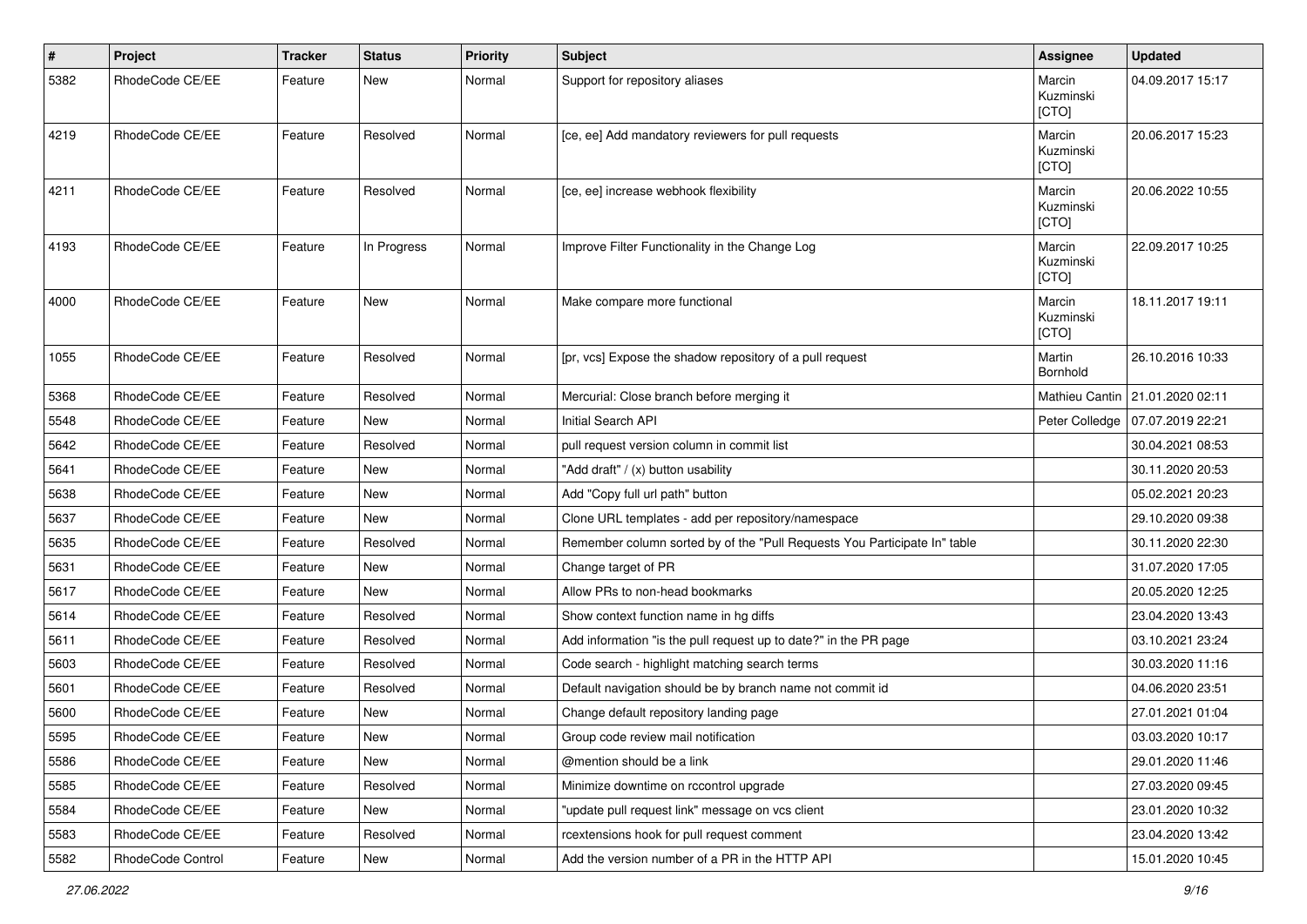| # | Project | Tracker | Status | Priority | Subject | Assignee | Updated |
|---|---|---|---|---|---|---|---|
| 5382 | RhodeCode CE/EE | Feature | New | Normal | Support for repository aliases | Marcin Kuzminski [CTO] | 04.09.2017 15:17 |
| 4219 | RhodeCode CE/EE | Feature | Resolved | Normal | [ce, ee] Add mandatory reviewers for pull requests | Marcin Kuzminski [CTO] | 20.06.2017 15:23 |
| 4211 | RhodeCode CE/EE | Feature | Resolved | Normal | [ce, ee] increase webhook flexibility | Marcin Kuzminski [CTO] | 20.06.2022 10:55 |
| 4193 | RhodeCode CE/EE | Feature | In Progress | Normal | Improve Filter Functionality in the Change Log | Marcin Kuzminski [CTO] | 22.09.2017 10:25 |
| 4000 | RhodeCode CE/EE | Feature | New | Normal | Make compare more functional | Marcin Kuzminski [CTO] | 18.11.2017 19:11 |
| 1055 | RhodeCode CE/EE | Feature | Resolved | Normal | [pr, vcs] Expose the shadow repository of a pull request | Martin Bornhold | 26.10.2016 10:33 |
| 5368 | RhodeCode CE/EE | Feature | Resolved | Normal | Mercurial: Close branch before merging it | Mathieu Cantin | 21.01.2020 02:11 |
| 5548 | RhodeCode CE/EE | Feature | New | Normal | Initial Search API | Peter Colledge | 07.07.2019 22:21 |
| 5642 | RhodeCode CE/EE | Feature | Resolved | Normal | pull request version column in commit list | | 30.04.2021 08:53 |
| 5641 | RhodeCode CE/EE | Feature | New | Normal | "Add draft" / (x) button usability | | 30.11.2020 20:53 |
| 5638 | RhodeCode CE/EE | Feature | New | Normal | Add "Copy full url path" button | | 05.02.2021 20:23 |
| 5637 | RhodeCode CE/EE | Feature | New | Normal | Clone URL templates - add per repository/namespace | | 29.10.2020 09:38 |
| 5635 | RhodeCode CE/EE | Feature | Resolved | Normal | Remember column sorted by of the "Pull Requests You Participate In" table | | 30.11.2020 22:30 |
| 5631 | RhodeCode CE/EE | Feature | New | Normal | Change target of PR | | 31.07.2020 17:05 |
| 5617 | RhodeCode CE/EE | Feature | New | Normal | Allow PRs to non-head bookmarks | | 20.05.2020 12:25 |
| 5614 | RhodeCode CE/EE | Feature | Resolved | Normal | Show context function name in hg diffs | | 23.04.2020 13:43 |
| 5611 | RhodeCode CE/EE | Feature | Resolved | Normal | Add information "is the pull request up to date?" in the PR page | | 03.10.2021 23:24 |
| 5603 | RhodeCode CE/EE | Feature | Resolved | Normal | Code search - highlight matching search terms | | 30.03.2020 11:16 |
| 5601 | RhodeCode CE/EE | Feature | Resolved | Normal | Default navigation should be by branch name not commit id | | 04.06.2020 23:51 |
| 5600 | RhodeCode CE/EE | Feature | New | Normal | Change default repository landing page | | 27.01.2021 01:04 |
| 5595 | RhodeCode CE/EE | Feature | New | Normal | Group code review mail notification | | 03.03.2020 10:17 |
| 5586 | RhodeCode CE/EE | Feature | New | Normal | @mention should be a link | | 29.01.2020 11:46 |
| 5585 | RhodeCode CE/EE | Feature | Resolved | Normal | Minimize downtime on rccontrol upgrade | | 27.03.2020 09:45 |
| 5584 | RhodeCode CE/EE | Feature | New | Normal | "update pull request link" message on vcs client | | 23.01.2020 10:32 |
| 5583 | RhodeCode CE/EE | Feature | Resolved | Normal | rcextensions hook for pull request comment | | 23.04.2020 13:42 |
| 5582 | RhodeCode Control | Feature | New | Normal | Add the version number of a PR in the HTTP API | | 15.01.2020 10:45 |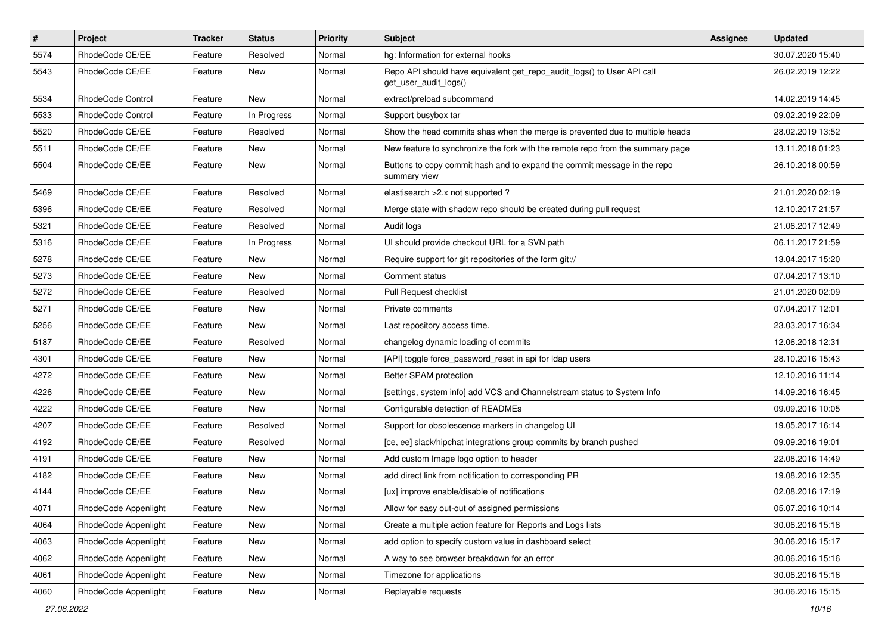| # | Project | Tracker | Status | Priority | Subject | Assignee | Updated |
| --- | --- | --- | --- | --- | --- | --- | --- |
| 5574 | RhodeCode CE/EE | Feature | Resolved | Normal | hg: Information for external hooks | | 30.07.2020 15:40 |
| 5543 | RhodeCode CE/EE | Feature | New | Normal | Repo API should have equivalent get_repo_audit_logs() to User API call get_user_audit_logs() | | 26.02.2019 12:22 |
| 5534 | RhodeCode Control | Feature | New | Normal | extract/preload subcommand | | 14.02.2019 14:45 |
| 5533 | RhodeCode Control | Feature | In Progress | Normal | Support busybox tar | | 09.02.2019 22:09 |
| 5520 | RhodeCode CE/EE | Feature | Resolved | Normal | Show the head commits shas when the merge is prevented due to multiple heads | | 28.02.2019 13:52 |
| 5511 | RhodeCode CE/EE | Feature | New | Normal | New feature to synchronize the fork with the remote repo from the summary page | | 13.11.2018 01:23 |
| 5504 | RhodeCode CE/EE | Feature | New | Normal | Buttons to copy commit hash and to expand the commit message in the repo summary view | | 26.10.2018 00:59 |
| 5469 | RhodeCode CE/EE | Feature | Resolved | Normal | elastisearch >2.x not supported ? | | 21.01.2020 02:19 |
| 5396 | RhodeCode CE/EE | Feature | Resolved | Normal | Merge state with shadow repo should be created during pull request | | 12.10.2017 21:57 |
| 5321 | RhodeCode CE/EE | Feature | Resolved | Normal | Audit logs | | 21.06.2017 12:49 |
| 5316 | RhodeCode CE/EE | Feature | In Progress | Normal | UI should provide checkout URL for a SVN path | | 06.11.2017 21:59 |
| 5278 | RhodeCode CE/EE | Feature | New | Normal | Require support for git repositories of the form git:// | | 13.04.2017 15:20 |
| 5273 | RhodeCode CE/EE | Feature | New | Normal | Comment status | | 07.04.2017 13:10 |
| 5272 | RhodeCode CE/EE | Feature | Resolved | Normal | Pull Request checklist | | 21.01.2020 02:09 |
| 5271 | RhodeCode CE/EE | Feature | New | Normal | Private comments | | 07.04.2017 12:01 |
| 5256 | RhodeCode CE/EE | Feature | New | Normal | Last repository access time. | | 23.03.2017 16:34 |
| 5187 | RhodeCode CE/EE | Feature | Resolved | Normal | changelog dynamic loading of commits | | 12.06.2018 12:31 |
| 4301 | RhodeCode CE/EE | Feature | New | Normal | [API] toggle force_password_reset in api for ldap users | | 28.10.2016 15:43 |
| 4272 | RhodeCode CE/EE | Feature | New | Normal | Better SPAM protection | | 12.10.2016 11:14 |
| 4226 | RhodeCode CE/EE | Feature | New | Normal | [settings, system info] add VCS and Channelstream status to System Info | | 14.09.2016 16:45 |
| 4222 | RhodeCode CE/EE | Feature | New | Normal | Configurable detection of READMEs | | 09.09.2016 10:05 |
| 4207 | RhodeCode CE/EE | Feature | Resolved | Normal | Support for obsolescence markers in changelog UI | | 19.05.2017 16:14 |
| 4192 | RhodeCode CE/EE | Feature | Resolved | Normal | [ce, ee] slack/hipchat integrations group commits by branch pushed | | 09.09.2016 19:01 |
| 4191 | RhodeCode CE/EE | Feature | New | Normal | Add custom Image logo option to header | | 22.08.2016 14:49 |
| 4182 | RhodeCode CE/EE | Feature | New | Normal | add direct link from notification to corresponding PR | | 19.08.2016 12:35 |
| 4144 | RhodeCode CE/EE | Feature | New | Normal | [ux] improve enable/disable of notifications | | 02.08.2016 17:19 |
| 4071 | RhodeCode Appenlight | Feature | New | Normal | Allow for easy out-out of assigned permissions | | 05.07.2016 10:14 |
| 4064 | RhodeCode Appenlight | Feature | New | Normal | Create a multiple action feature for Reports and Logs lists | | 30.06.2016 15:18 |
| 4063 | RhodeCode Appenlight | Feature | New | Normal | add option to specify custom value in dashboard select | | 30.06.2016 15:17 |
| 4062 | RhodeCode Appenlight | Feature | New | Normal | A way to see browser breakdown for an error | | 30.06.2016 15:16 |
| 4061 | RhodeCode Appenlight | Feature | New | Normal | Timezone for applications | | 30.06.2016 15:16 |
| 4060 | RhodeCode Appenlight | Feature | New | Normal | Replayable requests | | 30.06.2016 15:15 |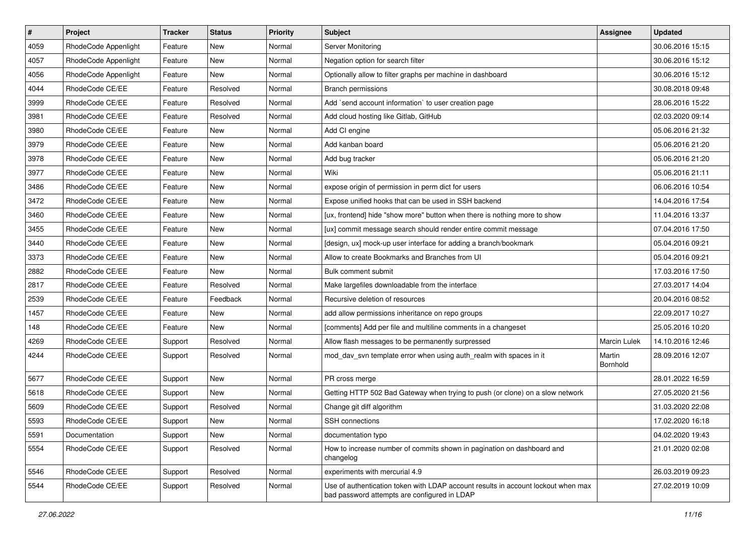| # | Project | Tracker | Status | Priority | Subject | Assignee | Updated |
|---|---|---|---|---|---|---|---|
| 4059 | RhodeCode Appenlight | Feature | New | Normal | Server Monitoring | | 30.06.2016 15:15 |
| 4057 | RhodeCode Appenlight | Feature | New | Normal | Negation option for search filter | | 30.06.2016 15:12 |
| 4056 | RhodeCode Appenlight | Feature | New | Normal | Optionally allow to filter graphs per machine in dashboard | | 30.06.2016 15:12 |
| 4044 | RhodeCode CE/EE | Feature | Resolved | Normal | Branch permissions | | 30.08.2018 09:48 |
| 3999 | RhodeCode CE/EE | Feature | Resolved | Normal | Add `send account information` to user creation page | | 28.06.2016 15:22 |
| 3981 | RhodeCode CE/EE | Feature | Resolved | Normal | Add cloud hosting like Gitlab, GitHub | | 02.03.2020 09:14 |
| 3980 | RhodeCode CE/EE | Feature | New | Normal | Add CI engine | | 05.06.2016 21:32 |
| 3979 | RhodeCode CE/EE | Feature | New | Normal | Add kanban board | | 05.06.2016 21:20 |
| 3978 | RhodeCode CE/EE | Feature | New | Normal | Add bug tracker | | 05.06.2016 21:20 |
| 3977 | RhodeCode CE/EE | Feature | New | Normal | Wiki | | 05.06.2016 21:11 |
| 3486 | RhodeCode CE/EE | Feature | New | Normal | expose origin of permission in perm dict for users | | 06.06.2016 10:54 |
| 3472 | RhodeCode CE/EE | Feature | New | Normal | Expose unified hooks that can be used in SSH backend | | 14.04.2016 17:54 |
| 3460 | RhodeCode CE/EE | Feature | New | Normal | [ux, frontend] hide "show more" button when there is nothing more to show | | 11.04.2016 13:37 |
| 3455 | RhodeCode CE/EE | Feature | New | Normal | [ux] commit message search should render entire commit message | | 07.04.2016 17:50 |
| 3440 | RhodeCode CE/EE | Feature | New | Normal | [design, ux] mock-up user interface for adding a branch/bookmark | | 05.04.2016 09:21 |
| 3373 | RhodeCode CE/EE | Feature | New | Normal | Allow to create Bookmarks and Branches from UI | | 05.04.2016 09:21 |
| 2882 | RhodeCode CE/EE | Feature | New | Normal | Bulk comment submit | | 17.03.2016 17:50 |
| 2817 | RhodeCode CE/EE | Feature | Resolved | Normal | Make largefiles downloadable from the interface | | 27.03.2017 14:04 |
| 2539 | RhodeCode CE/EE | Feature | Feedback | Normal | Recursive deletion of resources | | 20.04.2016 08:52 |
| 1457 | RhodeCode CE/EE | Feature | New | Normal | add allow permissions inheritance on repo groups | | 22.09.2017 10:27 |
| 148 | RhodeCode CE/EE | Feature | New | Normal | [comments] Add per file and multiline comments in a changeset | | 25.05.2016 10:20 |
| 4269 | RhodeCode CE/EE | Support | Resolved | Normal | Allow flash messages to be permanently surpressed | Marcin Lulek | 14.10.2016 12:46 |
| 4244 | RhodeCode CE/EE | Support | Resolved | Normal | mod_dav_svn template error when using auth_realm with spaces in it | Martin Bornhold | 28.09.2016 12:07 |
| 5677 | RhodeCode CE/EE | Support | New | Normal | PR cross merge | | 28.01.2022 16:59 |
| 5618 | RhodeCode CE/EE | Support | New | Normal | Getting HTTP 502 Bad Gateway when trying to push (or clone) on a slow network | | 27.05.2020 21:56 |
| 5609 | RhodeCode CE/EE | Support | Resolved | Normal | Change git diff algorithm | | 31.03.2020 22:08 |
| 5593 | RhodeCode CE/EE | Support | New | Normal | SSH connections | | 17.02.2020 16:18 |
| 5591 | Documentation | Support | New | Normal | documentation typo | | 04.02.2020 19:43 |
| 5554 | RhodeCode CE/EE | Support | Resolved | Normal | How to increase number of commits shown in pagination on dashboard and changelog | | 21.01.2020 02:08 |
| 5546 | RhodeCode CE/EE | Support | Resolved | Normal | experiments with mercurial 4.9 | | 26.03.2019 09:23 |
| 5544 | RhodeCode CE/EE | Support | Resolved | Normal | Use of authentication token with LDAP account results in account lockout when max bad password attempts are configured in LDAP | | 27.02.2019 10:09 |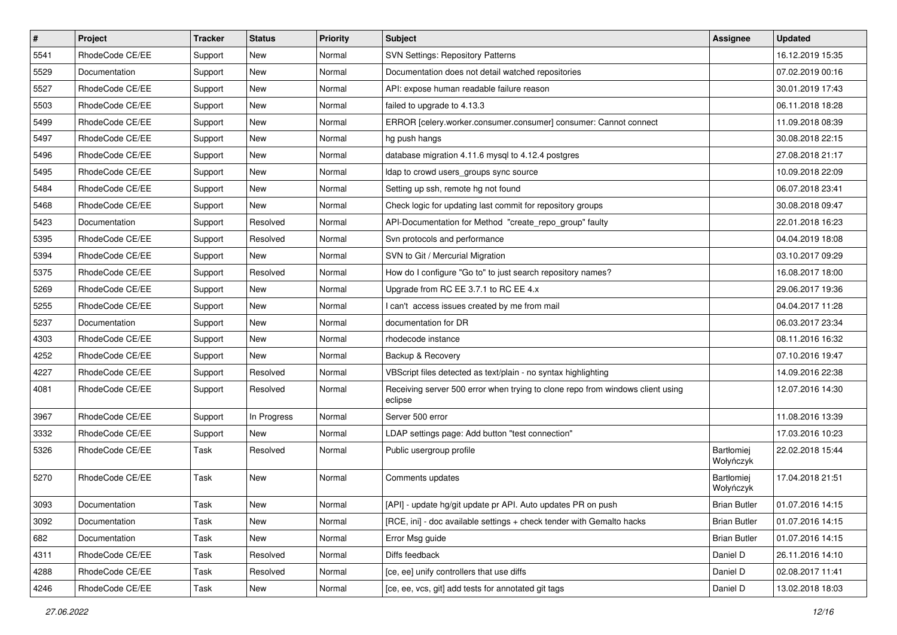| # | Project | Tracker | Status | Priority | Subject | Assignee | Updated |
|---|---|---|---|---|---|---|---|
| 5541 | RhodeCode CE/EE | Support | New | Normal | SVN Settings: Repository Patterns | | 16.12.2019 15:35 |
| 5529 | Documentation | Support | New | Normal | Documentation does not detail watched repositories | | 07.02.2019 00:16 |
| 5527 | RhodeCode CE/EE | Support | New | Normal | API: expose human readable failure reason | | 30.01.2019 17:43 |
| 5503 | RhodeCode CE/EE | Support | New | Normal | failed to upgrade to 4.13.3 | | 06.11.2018 18:28 |
| 5499 | RhodeCode CE/EE | Support | New | Normal | ERROR [celery.worker.consumer.consumer] consumer: Cannot connect | | 11.09.2018 08:39 |
| 5497 | RhodeCode CE/EE | Support | New | Normal | hg push hangs | | 30.08.2018 22:15 |
| 5496 | RhodeCode CE/EE | Support | New | Normal | database migration 4.11.6 mysql to 4.12.4 postgres | | 27.08.2018 21:17 |
| 5495 | RhodeCode CE/EE | Support | New | Normal | ldap to crowd users_groups sync source | | 10.09.2018 22:09 |
| 5484 | RhodeCode CE/EE | Support | New | Normal | Setting up ssh, remote hg not found | | 06.07.2018 23:41 |
| 5468 | RhodeCode CE/EE | Support | New | Normal | Check logic for updating last commit for repository groups | | 30.08.2018 09:47 |
| 5423 | Documentation | Support | Resolved | Normal | API-Documentation for Method "create_repo_group" faulty | | 22.01.2018 16:23 |
| 5395 | RhodeCode CE/EE | Support | Resolved | Normal | Svn protocols and performance | | 04.04.2019 18:08 |
| 5394 | RhodeCode CE/EE | Support | New | Normal | SVN to Git / Mercurial Migration | | 03.10.2017 09:29 |
| 5375 | RhodeCode CE/EE | Support | Resolved | Normal | How do I configure "Go to" to just search repository names? | | 16.08.2017 18:00 |
| 5269 | RhodeCode CE/EE | Support | New | Normal | Upgrade from RC EE 3.7.1 to RC EE 4.x | | 29.06.2017 19:36 |
| 5255 | RhodeCode CE/EE | Support | New | Normal | I can't access issues created by me from mail | | 04.04.2017 11:28 |
| 5237 | Documentation | Support | New | Normal | documentation for DR | | 06.03.2017 23:34 |
| 4303 | RhodeCode CE/EE | Support | New | Normal | rhodecode instance | | 08.11.2016 16:32 |
| 4252 | RhodeCode CE/EE | Support | New | Normal | Backup & Recovery | | 07.10.2016 19:47 |
| 4227 | RhodeCode CE/EE | Support | Resolved | Normal | VBScript files detected as text/plain - no syntax highlighting | | 14.09.2016 22:38 |
| 4081 | RhodeCode CE/EE | Support | Resolved | Normal | Receiving server 500 error when trying to clone repo from windows client using eclipse | | 12.07.2016 14:30 |
| 3967 | RhodeCode CE/EE | Support | In Progress | Normal | Server 500 error | | 11.08.2016 13:39 |
| 3332 | RhodeCode CE/EE | Support | New | Normal | LDAP settings page: Add button "test connection" | | 17.03.2016 10:23 |
| 5326 | RhodeCode CE/EE | Task | Resolved | Normal | Public usergroup profile | Bartłomiej Wołyńczyk | 22.02.2018 15:44 |
| 5270 | RhodeCode CE/EE | Task | New | Normal | Comments updates | Bartłomiej Wołyńczyk | 17.04.2018 21:51 |
| 3093 | Documentation | Task | New | Normal | [API] - update hg/git update pr API. Auto updates PR on push | Brian Butler | 01.07.2016 14:15 |
| 3092 | Documentation | Task | New | Normal | [RCE, ini] - doc available settings + check tender with Gemalto hacks | Brian Butler | 01.07.2016 14:15 |
| 682 | Documentation | Task | New | Normal | Error Msg guide | Brian Butler | 01.07.2016 14:15 |
| 4311 | RhodeCode CE/EE | Task | Resolved | Normal | Diffs feedback | Daniel D | 26.11.2016 14:10 |
| 4288 | RhodeCode CE/EE | Task | Resolved | Normal | [ce, ee] unify controllers that use diffs | Daniel D | 02.08.2017 11:41 |
| 4246 | RhodeCode CE/EE | Task | New | Normal | [ce, ee, vcs, git] add tests for annotated git tags | Daniel D | 13.02.2018 18:03 |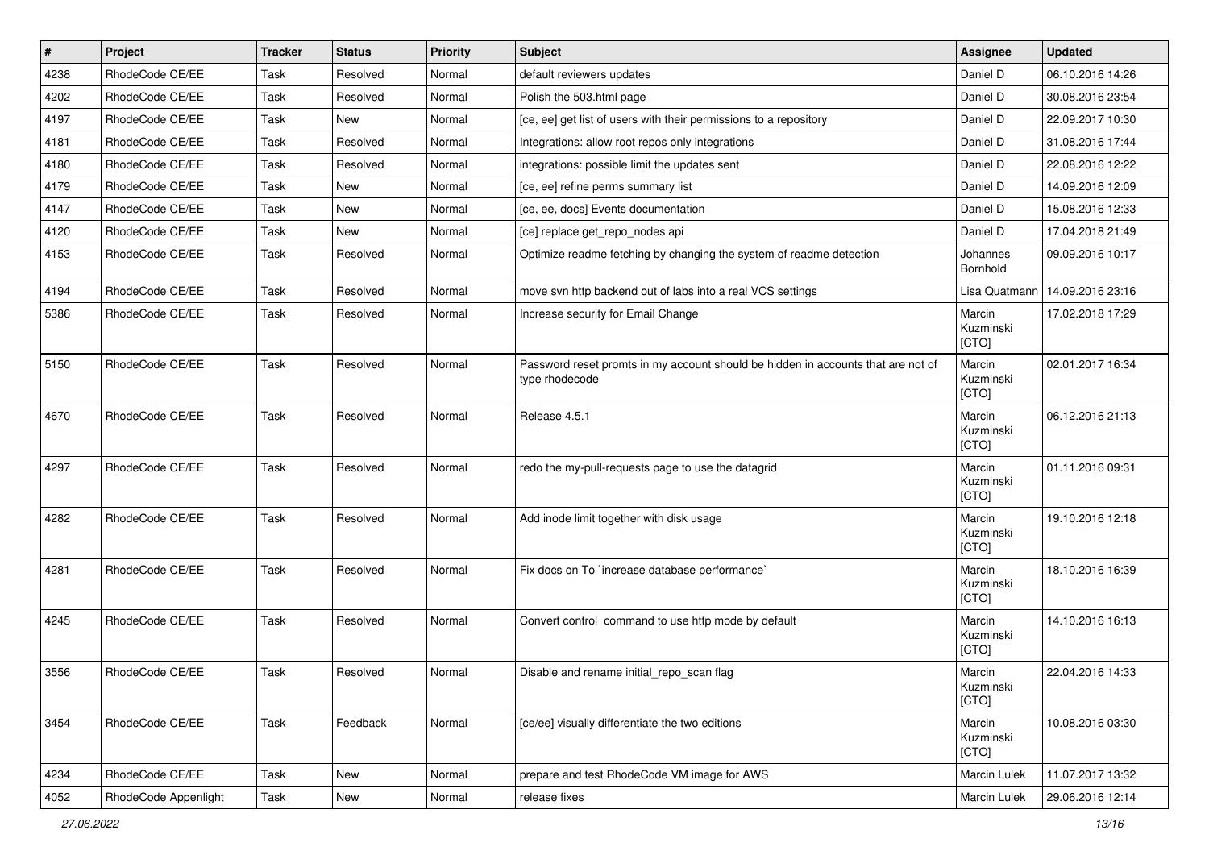| # | Project | Tracker | Status | Priority | Subject | Assignee | Updated |
|---|---|---|---|---|---|---|---|
| 4238 | RhodeCode CE/EE | Task | Resolved | Normal | default reviewers updates | Daniel D | 06.10.2016 14:26 |
| 4202 | RhodeCode CE/EE | Task | Resolved | Normal | Polish the 503.html page | Daniel D | 30.08.2016 23:54 |
| 4197 | RhodeCode CE/EE | Task | New | Normal | [ce, ee] get list of users with their permissions to a repository | Daniel D | 22.09.2017 10:30 |
| 4181 | RhodeCode CE/EE | Task | Resolved | Normal | Integrations: allow root repos only integrations | Daniel D | 31.08.2016 17:44 |
| 4180 | RhodeCode CE/EE | Task | Resolved | Normal | integrations: possible limit the updates sent | Daniel D | 22.08.2016 12:22 |
| 4179 | RhodeCode CE/EE | Task | New | Normal | [ce, ee] refine perms summary list | Daniel D | 14.09.2016 12:09 |
| 4147 | RhodeCode CE/EE | Task | New | Normal | [ce, ee, docs] Events documentation | Daniel D | 15.08.2016 12:33 |
| 4120 | RhodeCode CE/EE | Task | New | Normal | [ce] replace get_repo_nodes api | Daniel D | 17.04.2018 21:49 |
| 4153 | RhodeCode CE/EE | Task | Resolved | Normal | Optimize readme fetching by changing the system of readme detection | Johannes Bornhold | 09.09.2016 10:17 |
| 4194 | RhodeCode CE/EE | Task | Resolved | Normal | move svn http backend out of labs into a real VCS settings | Lisa Quatmann | 14.09.2016 23:16 |
| 5386 | RhodeCode CE/EE | Task | Resolved | Normal | Increase security for Email Change | Marcin Kuzminski [CTO] | 17.02.2018 17:29 |
| 5150 | RhodeCode CE/EE | Task | Resolved | Normal | Password reset promts in my account should be hidden in accounts that are not of type rhodecode | Marcin Kuzminski [CTO] | 02.01.2017 16:34 |
| 4670 | RhodeCode CE/EE | Task | Resolved | Normal | Release 4.5.1 | Marcin Kuzminski [CTO] | 06.12.2016 21:13 |
| 4297 | RhodeCode CE/EE | Task | Resolved | Normal | redo the my-pull-requests page to use the datagrid | Marcin Kuzminski [CTO] | 01.11.2016 09:31 |
| 4282 | RhodeCode CE/EE | Task | Resolved | Normal | Add inode limit together with disk usage | Marcin Kuzminski [CTO] | 19.10.2016 12:18 |
| 4281 | RhodeCode CE/EE | Task | Resolved | Normal | Fix docs on To `increase database performance` | Marcin Kuzminski [CTO] | 18.10.2016 16:39 |
| 4245 | RhodeCode CE/EE | Task | Resolved | Normal | Convert control command to use http mode by default | Marcin Kuzminski [CTO] | 14.10.2016 16:13 |
| 3556 | RhodeCode CE/EE | Task | Resolved | Normal | Disable and rename initial_repo_scan flag | Marcin Kuzminski [CTO] | 22.04.2016 14:33 |
| 3454 | RhodeCode CE/EE | Task | Feedback | Normal | [ce/ee] visually differentiate the two editions | Marcin Kuzminski [CTO] | 10.08.2016 03:30 |
| 4234 | RhodeCode CE/EE | Task | New | Normal | prepare and test RhodeCode VM image for AWS | Marcin Lulek | 11.07.2017 13:32 |
| 4052 | RhodeCode Appenlight | Task | New | Normal | release fixes | Marcin Lulek | 29.06.2016 12:14 |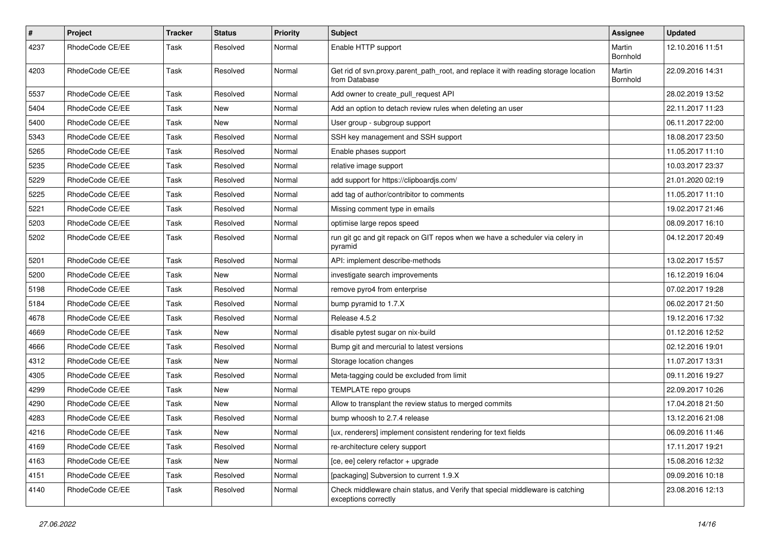| # | Project | Tracker | Status | Priority | Subject | Assignee | Updated |
|---|---|---|---|---|---|---|---|
| 4237 | RhodeCode CE/EE | Task | Resolved | Normal | Enable HTTP support | Martin Bornhold | 12.10.2016 11:51 |
| 4203 | RhodeCode CE/EE | Task | Resolved | Normal | Get rid of svn.proxy.parent_path_root, and replace it with reading storage location from Database | Martin Bornhold | 22.09.2016 14:31 |
| 5537 | RhodeCode CE/EE | Task | Resolved | Normal | Add owner to create_pull_request API | | 28.02.2019 13:52 |
| 5404 | RhodeCode CE/EE | Task | New | Normal | Add an option to detach review rules when deleting an user | | 22.11.2017 11:23 |
| 5400 | RhodeCode CE/EE | Task | New | Normal | User group - subgroup support | | 06.11.2017 22:00 |
| 5343 | RhodeCode CE/EE | Task | Resolved | Normal | SSH key management and SSH support | | 18.08.2017 23:50 |
| 5265 | RhodeCode CE/EE | Task | Resolved | Normal | Enable phases support | | 11.05.2017 11:10 |
| 5235 | RhodeCode CE/EE | Task | Resolved | Normal | relative image support | | 10.03.2017 23:37 |
| 5229 | RhodeCode CE/EE | Task | Resolved | Normal | add support for https://clipboardjs.com/ | | 21.01.2020 02:19 |
| 5225 | RhodeCode CE/EE | Task | Resolved | Normal | add tag of author/contribitor to comments | | 11.05.2017 11:10 |
| 5221 | RhodeCode CE/EE | Task | Resolved | Normal | Missing comment type in emails | | 19.02.2017 21:46 |
| 5203 | RhodeCode CE/EE | Task | Resolved | Normal | optimise large repos speed | | 08.09.2017 16:10 |
| 5202 | RhodeCode CE/EE | Task | Resolved | Normal | run git gc and git repack on GIT repos when we have a scheduler via celery in pyramid | | 04.12.2017 20:49 |
| 5201 | RhodeCode CE/EE | Task | Resolved | Normal | API: implement describe-methods | | 13.02.2017 15:57 |
| 5200 | RhodeCode CE/EE | Task | New | Normal | investigate search improvements | | 16.12.2019 16:04 |
| 5198 | RhodeCode CE/EE | Task | Resolved | Normal | remove pyro4 from enterprise | | 07.02.2017 19:28 |
| 5184 | RhodeCode CE/EE | Task | Resolved | Normal | bump pyramid to 1.7.X | | 06.02.2017 21:50 |
| 4678 | RhodeCode CE/EE | Task | Resolved | Normal | Release 4.5.2 | | 19.12.2016 17:32 |
| 4669 | RhodeCode CE/EE | Task | New | Normal | disable pytest sugar on nix-build | | 01.12.2016 12:52 |
| 4666 | RhodeCode CE/EE | Task | Resolved | Normal | Bump git and mercurial to latest versions | | 02.12.2016 19:01 |
| 4312 | RhodeCode CE/EE | Task | New | Normal | Storage location changes | | 11.07.2017 13:31 |
| 4305 | RhodeCode CE/EE | Task | Resolved | Normal | Meta-tagging could be excluded from limit | | 09.11.2016 19:27 |
| 4299 | RhodeCode CE/EE | Task | New | Normal | TEMPLATE repo groups | | 22.09.2017 10:26 |
| 4290 | RhodeCode CE/EE | Task | New | Normal | Allow to transplant the review status to merged commits | | 17.04.2018 21:50 |
| 4283 | RhodeCode CE/EE | Task | Resolved | Normal | bump whoosh to 2.7.4 release | | 13.12.2016 21:08 |
| 4216 | RhodeCode CE/EE | Task | New | Normal | [ux, renderers] implement consistent rendering for text fields | | 06.09.2016 11:46 |
| 4169 | RhodeCode CE/EE | Task | Resolved | Normal | re-architecture celery support | | 17.11.2017 19:21 |
| 4163 | RhodeCode CE/EE | Task | New | Normal | [ce, ee] celery refactor + upgrade | | 15.08.2016 12:32 |
| 4151 | RhodeCode CE/EE | Task | Resolved | Normal | [packaging] Subversion to current 1.9.X | | 09.09.2016 10:18 |
| 4140 | RhodeCode CE/EE | Task | Resolved | Normal | Check middleware chain status, and Verify that special middleware is catching exceptions correctly | | 23.08.2016 12:13 |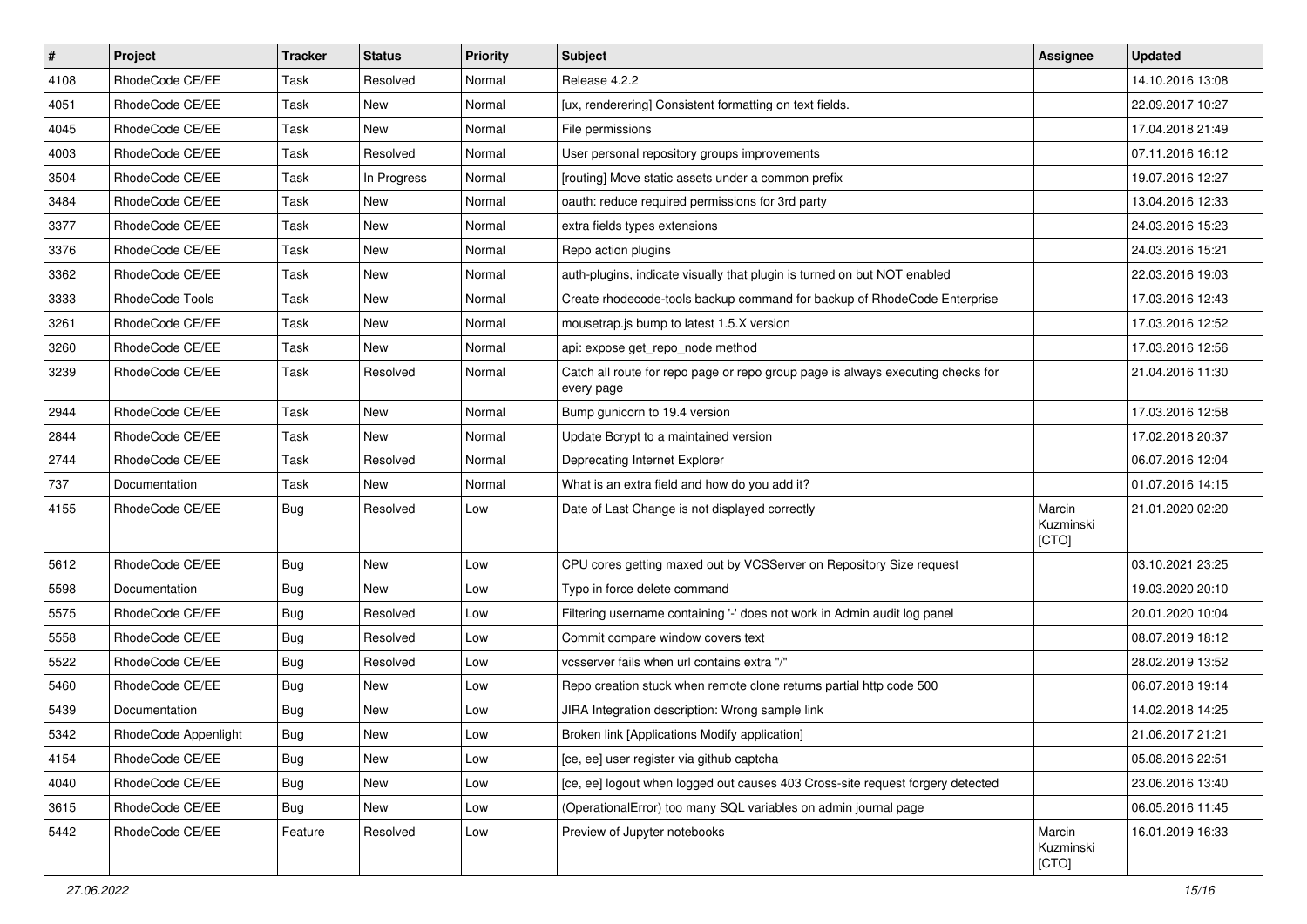| # | Project | Tracker | Status | Priority | Subject | Assignee | Updated |
|---|---|---|---|---|---|---|---|
| 4108 | RhodeCode CE/EE | Task | Resolved | Normal | Release 4.2.2 | | 14.10.2016 13:08 |
| 4051 | RhodeCode CE/EE | Task | New | Normal | [ux, renderering] Consistent formatting on text fields. | | 22.09.2017 10:27 |
| 4045 | RhodeCode CE/EE | Task | New | Normal | File permissions | | 17.04.2018 21:49 |
| 4003 | RhodeCode CE/EE | Task | Resolved | Normal | User personal repository groups improvements | | 07.11.2016 16:12 |
| 3504 | RhodeCode CE/EE | Task | In Progress | Normal | [routing] Move static assets under a common prefix | | 19.07.2016 12:27 |
| 3484 | RhodeCode CE/EE | Task | New | Normal | oauth: reduce required permissions for 3rd party | | 13.04.2016 12:33 |
| 3377 | RhodeCode CE/EE | Task | New | Normal | extra fields types extensions | | 24.03.2016 15:23 |
| 3376 | RhodeCode CE/EE | Task | New | Normal | Repo action plugins | | 24.03.2016 15:21 |
| 3362 | RhodeCode CE/EE | Task | New | Normal | auth-plugins, indicate visually that plugin is turned on but NOT enabled | | 22.03.2016 19:03 |
| 3333 | RhodeCode Tools | Task | New | Normal | Create rhodecode-tools backup command for backup of RhodeCode Enterprise | | 17.03.2016 12:43 |
| 3261 | RhodeCode CE/EE | Task | New | Normal | mousetrap.js bump to latest 1.5.X version | | 17.03.2016 12:52 |
| 3260 | RhodeCode CE/EE | Task | New | Normal | api: expose get_repo_node method | | 17.03.2016 12:56 |
| 3239 | RhodeCode CE/EE | Task | Resolved | Normal | Catch all route for repo page or repo group page is always executing checks for every page | | 21.04.2016 11:30 |
| 2944 | RhodeCode CE/EE | Task | New | Normal | Bump gunicorn to 19.4 version | | 17.03.2016 12:58 |
| 2844 | RhodeCode CE/EE | Task | New | Normal | Update Bcrypt to a maintained version | | 17.02.2018 20:37 |
| 2744 | RhodeCode CE/EE | Task | Resolved | Normal | Deprecating Internet Explorer | | 06.07.2016 12:04 |
| 737 | Documentation | Task | New | Normal | What is an extra field and how do you add it? | | 01.07.2016 14:15 |
| 4155 | RhodeCode CE/EE | Bug | Resolved | Low | Date of Last Change is not displayed correctly | Marcin Kuzminski [CTO] | 21.01.2020 02:20 |
| 5612 | RhodeCode CE/EE | Bug | New | Low | CPU cores getting maxed out by VCSServer on Repository Size request | | 03.10.2021 23:25 |
| 5598 | Documentation | Bug | New | Low | Typo in force delete command | | 19.03.2020 20:10 |
| 5575 | RhodeCode CE/EE | Bug | Resolved | Low | Filtering username containing '-' does not work in Admin audit log panel | | 20.01.2020 10:04 |
| 5558 | RhodeCode CE/EE | Bug | Resolved | Low | Commit compare window covers text | | 08.07.2019 18:12 |
| 5522 | RhodeCode CE/EE | Bug | Resolved | Low | vcsserver fails when url contains extra "/" | | 28.02.2019 13:52 |
| 5460 | RhodeCode CE/EE | Bug | New | Low | Repo creation stuck when remote clone returns partial http code 500 | | 06.07.2018 19:14 |
| 5439 | Documentation | Bug | New | Low | JIRA Integration description: Wrong sample link | | 14.02.2018 14:25 |
| 5342 | RhodeCode Appenlight | Bug | New | Low | Broken link [Applications Modify application] | | 21.06.2017 21:21 |
| 4154 | RhodeCode CE/EE | Bug | New | Low | [ce, ee] user register via github captcha | | 05.08.2016 22:51 |
| 4040 | RhodeCode CE/EE | Bug | New | Low | [ce, ee] logout when logged out causes 403 Cross-site request forgery detected | | 23.06.2016 13:40 |
| 3615 | RhodeCode CE/EE | Bug | New | Low | (OperationalError) too many SQL variables on admin journal page | | 06.05.2016 11:45 |
| 5442 | RhodeCode CE/EE | Feature | Resolved | Low | Preview of Jupyter notebooks | Marcin Kuzminski [CTO] | 16.01.2019 16:33 |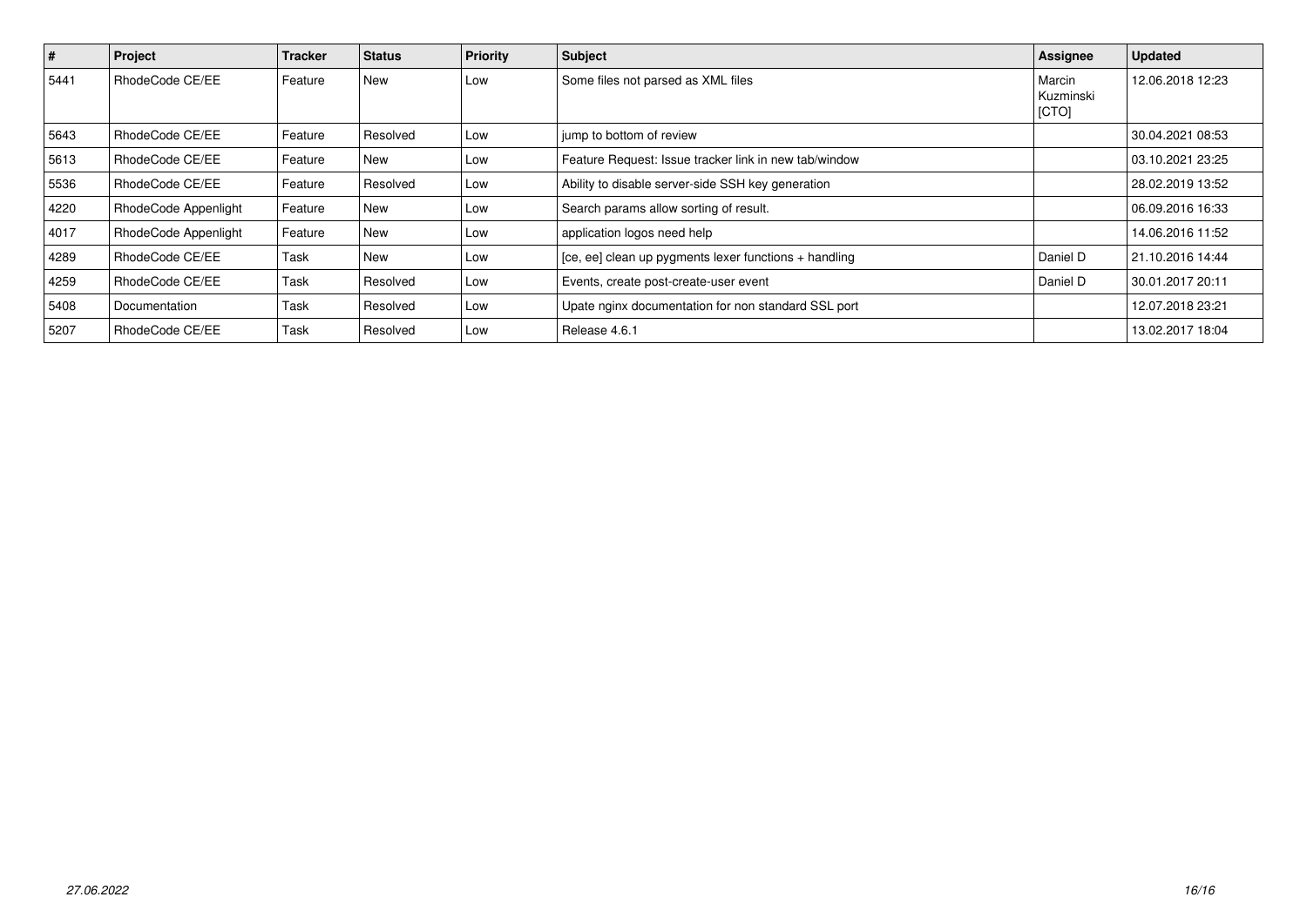| # | Project | Tracker | Status | Priority | Subject | Assignee | Updated |
|---|---|---|---|---|---|---|---|
| 5441 | RhodeCode CE/EE | Feature | New | Low | Some files not parsed as XML files | Marcin Kuzminski [CTO] | 12.06.2018 12:23 |
| 5643 | RhodeCode CE/EE | Feature | Resolved | Low | jump to bottom of review | | 30.04.2021 08:53 |
| 5613 | RhodeCode CE/EE | Feature | New | Low | Feature Request: Issue tracker link in new tab/window | | 03.10.2021 23:25 |
| 5536 | RhodeCode CE/EE | Feature | Resolved | Low | Ability to disable server-side SSH key generation | | 28.02.2019 13:52 |
| 4220 | RhodeCode Appenlight | Feature | New | Low | Search params allow sorting of result. | | 06.09.2016 16:33 |
| 4017 | RhodeCode Appenlight | Feature | New | Low | application logos need help | | 14.06.2016 11:52 |
| 4289 | RhodeCode CE/EE | Task | New | Low | [ce, ee] clean up pygments lexer functions + handling | Daniel D | 21.10.2016 14:44 |
| 4259 | RhodeCode CE/EE | Task | Resolved | Low | Events, create post-create-user event | Daniel D | 30.01.2017 20:11 |
| 5408 | Documentation | Task | Resolved | Low | Upate nginx documentation for non standard SSL port | | 12.07.2018 23:21 |
| 5207 | RhodeCode CE/EE | Task | Resolved | Low | Release 4.6.1 | | 13.02.2017 18:04 |